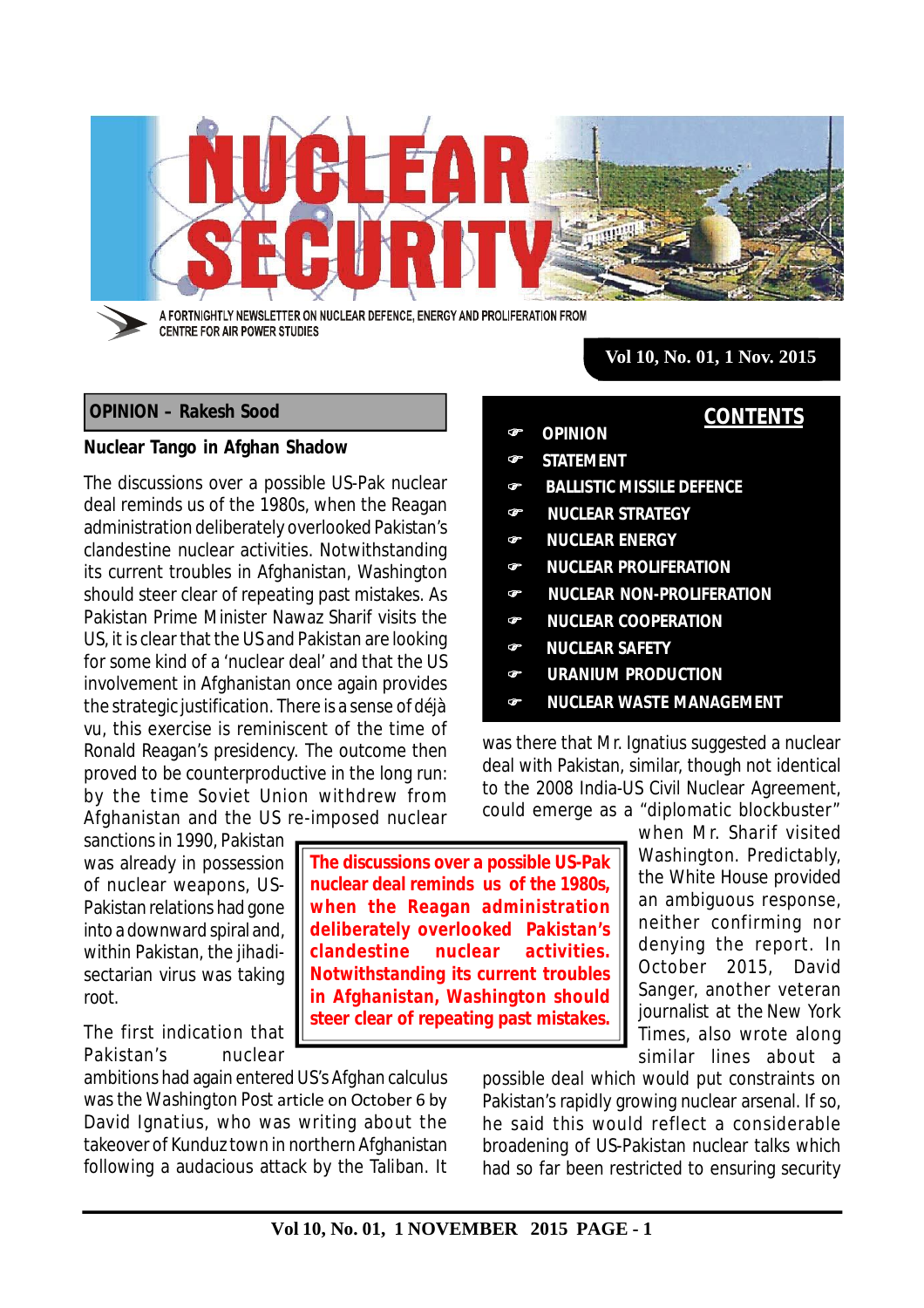# NUCLEAR SECURITY

A FORTNIGHTLY NEWSLETTER ON NUCLEAR DEFENCE, ENERGY AND PROLIFERATION FROM CENTRE FOR AIR POWER STUDIES

**Vol 10, No. 01, 1 Nov. 2015**

## CONTENTS

- OPINION
- STATEMENT
- BALLISTIC MISSILE DEFENCE
- NUCLEAR STRATEGY
- NUCLEAR ENERGY
- NUCLEAR PROLIFERATION
- NUCLEAR NON-PROLIFERATION
- NUCLEAR COOPERATION
- NUCLEAR SAFETY
- URANIUM PRODUCTION
- NUCLEAR WASTE MANAGEMENT

## OPINION – Rakesh Sood

### Nuclear Tango in Afghan Shadow

The discussions over a possible US-Pak nuclear deal reminds us of the 1980s, when the Reagan administration deliberately overlooked Pakistan's clandestine nuclear activities. Notwithstanding its current troubles in Afghanistan, Washington should steer clear of repeating past mistakes. As Pakistan Prime Minister Nawaz Sharif visits the US, it is clear that the US and Pakistan are looking for some kind of a 'nuclear deal' and that the US involvement in Afghanistan once again provides the strategic justification. There is a sense of déjà vu, this exercise is reminiscent of the time of Ronald Reagan's presidency. The outcome then proved to be counterproductive in the long run: by the time Soviet Union withdrew from Afghanistan and the US re-imposed nuclear sanctions in 1990, Pakistan was already in possession of nuclear weapons, US-Pakistan relations had gone into a downward spiral and, within Pakistan, the jihadi-sectarian virus was taking root.

> **The discussions over a possible US-Pak nuclear deal reminds us of the 1980s, when the Reagan administration deliberately overlooked Pakistan's clandestine nuclear activities. Notwithstanding its current troubles in Afghanistan, Washington should steer clear of repeating past mistakes.**

The first indication that Pakistan's nuclear ambitions had again entered US's Afghan calculus was the Washington Post article on October 6 by David Ignatius, who was writing about the takeover of Kunduz town in northern Afghanistan following a audacious attack by the Taliban. It was there that Mr. Ignatius suggested a nuclear deal with Pakistan, similar, though not identical to the 2008 India-US Civil Nuclear Agreement, could emerge as a "diplomatic blockbuster" when Mr. Sharif visited Washington. Predictably, the White House provided an ambiguous response, neither confirming nor denying the report. In October 2015, David Sanger, another veteran journalist at the New York Times, also wrote along similar lines about a possible deal which would put constraints on Pakistan's rapidly growing nuclear arsenal. If so, he said this would reflect a considerable broadening of US-Pakistan nuclear talks which had so far been restricted to ensuring security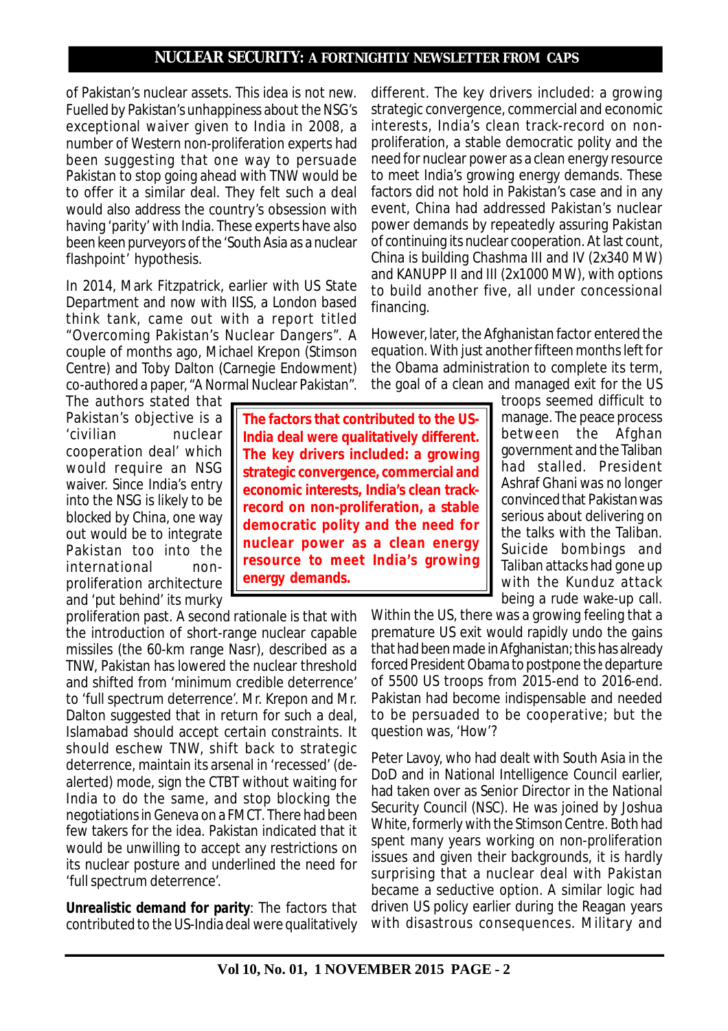of Pakistan's nuclear assets. This idea is not new. Fuelled by Pakistan's unhappiness about the NSG's exceptional waiver given to India in 2008, a number of Western non-proliferation experts had been suggesting that one way to persuade Pakistan to stop going ahead with TNW would be to offer it a similar deal. They felt such a deal would also address the country's obsession with having 'parity' with India. These experts have also been keen purveyors of the 'South Asia as a nuclear flashpoint' hypothesis.

In 2014, Mark Fitzpatrick, earlier with US State Department and now with IISS, a London based think tank, came out with a report titled "Overcoming Pakistan's Nuclear Dangers". A couple of months ago, Michael Krepon (Stimson Centre) and Toby Dalton (Carnegie Endowment) co-authored a paper, "A Normal Nuclear Pakistan". The authors stated that Pakistan's objective is a 'civilian nuclear cooperation deal' which would require an NSG waiver. Since India's entry into the NSG is likely to be blocked by China, one way out would be to integrate Pakistan too into the international non-proliferation architecture and 'put behind' its murky proliferation past. A second rationale is that with the introduction of short-range nuclear capable missiles (the 60-km range Nasr), described as a TNW, Pakistan has lowered the nuclear threshold and shifted from 'minimum credible deterrence' to 'full spectrum deterrence'. Mr. Krepon and Mr. Dalton suggested that in return for such a deal, Islamabad should accept certain constraints. It should eschew TNW, shift back to strategic deterrence, maintain its arsenal in 'recessed' (de-alerted) mode, sign the CTBT without waiting for India to do the same, and stop blocking the negotiations in Geneva on a FMCT. There had been few takers for the idea. Pakistan indicated that it would be unwilling to accept any restrictions on its nuclear posture and underlined the need for 'full spectrum deterrence'.

**Unrealistic demand for parity**: The factors that contributed to the US-India deal were qualitatively different. The key drivers included: a growing strategic convergence, commercial and economic interests, India's clean track-record on non-proliferation, a stable democratic polity and the need for nuclear power as a clean energy resource to meet India's growing energy demands. These factors did not hold in Pakistan's case and in any event, China had addressed Pakistan's nuclear power demands by repeatedly assuring Pakistan of continuing its nuclear cooperation. At last count, China is building Chashma III and IV (2x340 MW) and KANUPP II and III (2x1000 MW), with options to build another five, all under concessional financing.

> **The factors that contributed to the US-India deal were qualitatively different. The key drivers included: a growing strategic convergence, commercial and economic interests, India's clean track-record on non-proliferation, a stable democratic polity and the need for nuclear power as a clean energy resource to meet India's growing energy demands.**

However, later, the Afghanistan factor entered the equation. With just another fifteen months left for the Obama administration to complete its term, the goal of a clean and managed exit for the US troops seemed difficult to manage. The peace process between the Afghan government and the Taliban had stalled. President Ashraf Ghani was no longer convinced that Pakistan was serious about delivering on the talks with the Taliban. Suicide bombings and Taliban attacks had gone up with the Kunduz attack being a rude wake-up call. Within the US, there was a growing feeling that a premature US exit would rapidly undo the gains that had been made in Afghanistan; this has already forced President Obama to postpone the departure of 5500 US troops from 2015-end to 2016-end. Pakistan had become indispensable and needed to be persuaded to be cooperative; but the question was, 'How'?

Peter Lavoy, who had dealt with South Asia in the DoD and in National Intelligence Council earlier, had taken over as Senior Director in the National Security Council (NSC). He was joined by Joshua White, formerly with the Stimson Centre. Both had spent many years working on non-proliferation issues and given their backgrounds, it is hardly surprising that a nuclear deal with Pakistan became a seductive option. A similar logic had driven US policy earlier during the Reagan years with disastrous consequences. Military and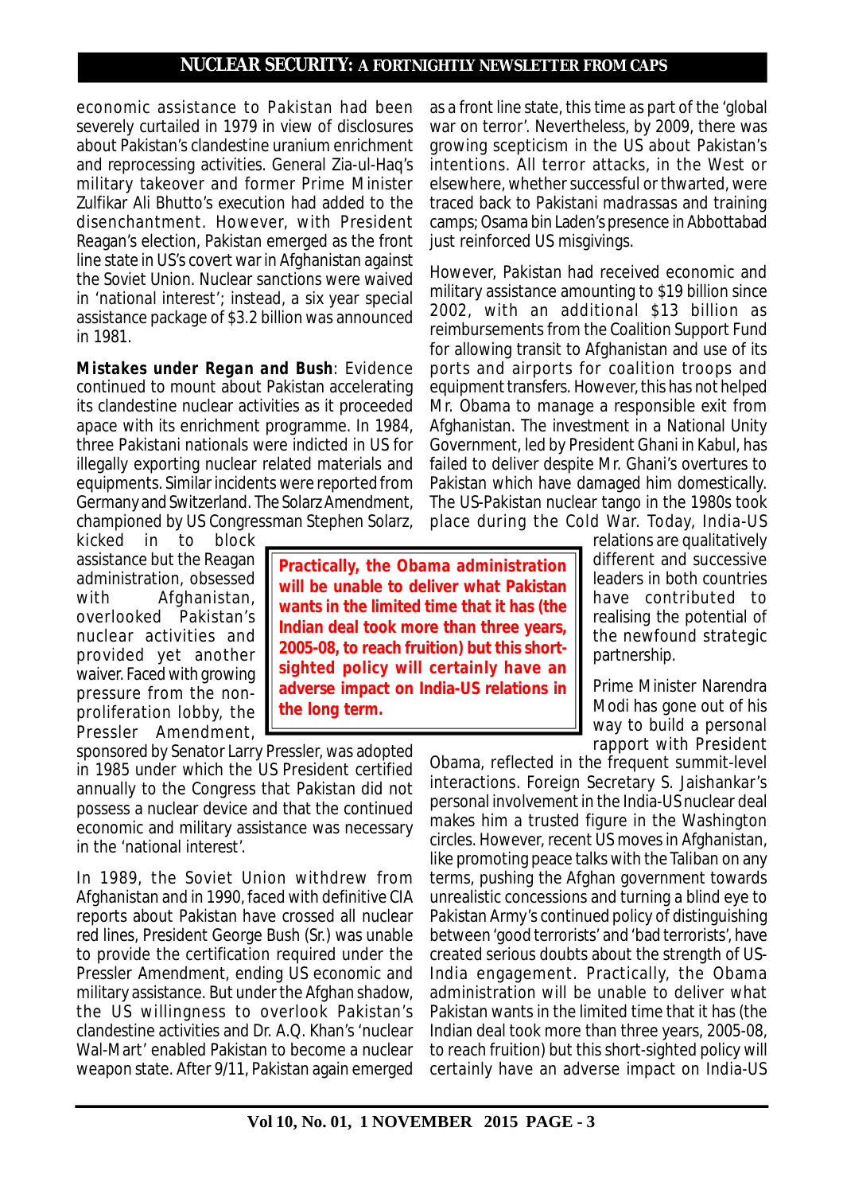economic assistance to Pakistan had been severely curtailed in 1979 in view of disclosures about Pakistan's clandestine uranium enrichment and reprocessing activities. General Zia-ul-Haq's military takeover and former Prime Minister Zulfikar Ali Bhutto's execution had added to the disenchantment. However, with President Reagan's election, Pakistan emerged as the front line state in US's covert war in Afghanistan against the Soviet Union. Nuclear sanctions were waived in 'national interest'; instead, a six year special assistance package of $3.2 billion was announced in 1981.

**Mistakes under Regan and Bush**: Evidence continued to mount about Pakistan accelerating its clandestine nuclear activities as it proceeded apace with its enrichment programme. In 1984, three Pakistani nationals were indicted in US for illegally exporting nuclear related materials and equipments. Similar incidents were reported from Germany and Switzerland. The Solarz Amendment, championed by US Congressman Stephen Solarz, kicked in to block assistance but the Reagan administration, obsessed with Afghanistan, overlooked Pakistan's nuclear activities and provided yet another waiver. Faced with growing pressure from the non-proliferation lobby, the Pressler Amendment, sponsored by Senator Larry Pressler, was adopted in 1985 under which the US President certified annually to the Congress that Pakistan did not possess a nuclear device and that the continued economic and military assistance was necessary in the 'national interest'.

In 1989, the Soviet Union withdrew from Afghanistan and in 1990, faced with definitive CIA reports about Pakistan have crossed all nuclear red lines, President George Bush (Sr.) was unable to provide the certification required under the Pressler Amendment, ending US economic and military assistance. But under the Afghan shadow, the US willingness to overlook Pakistan's clandestine activities and Dr. A.Q. Khan's 'nuclear Wal-Mart' enabled Pakistan to become a nuclear weapon state. After 9/11, Pakistan again emerged as a front line state, this time as part of the 'global war on terror'. Nevertheless, by 2009, there was growing scepticism in the US about Pakistan's intentions. All terror attacks, in the West or elsewhere, whether successful or thwarted, were traced back to Pakistani madrassas and training camps; Osama bin Laden's presence in Abbottabad just reinforced US misgivings.

However, Pakistan had received economic and military assistance amounting to $19 billion since 2002, with an additional $13 billion as reimbursements from the Coalition Support Fund for allowing transit to Afghanistan and use of its ports and airports for coalition troops and equipment transfers. However, this has not helped Mr. Obama to manage a responsible exit from Afghanistan. The investment in a National Unity Government, led by President Ghani in Kabul, has failed to deliver despite Mr. Ghani's overtures to Pakistan which have damaged him domestically. The US-Pakistan nuclear tango in the 1980s took place during the Cold War. Today, India-US relations are qualitatively different and successive leaders in both countries have contributed to realising the potential of the newfound strategic partnership.

> **Practically, the Obama administration will be unable to deliver what Pakistan wants in the limited time that it has (the Indian deal took more than three years, 2005-08, to reach fruition) but this short-sighted policy will certainly have an adverse impact on India-US relations in the long term.**

Prime Minister Narendra Modi has gone out of his way to build a personal rapport with President Obama, reflected in the frequent summit-level interactions. Foreign Secretary S. Jaishankar's personal involvement in the India-US nuclear deal makes him a trusted figure in the Washington circles. However, recent US moves in Afghanistan, like promoting peace talks with the Taliban on any terms, pushing the Afghan government towards unrealistic concessions and turning a blind eye to Pakistan Army's continued policy of distinguishing between 'good terrorists' and 'bad terrorists', have created serious doubts about the strength of US-India engagement. Practically, the Obama administration will be unable to deliver what Pakistan wants in the limited time that it has (the Indian deal took more than three years, 2005-08, to reach fruition) but this short-sighted policy will certainly have an adverse impact on India-US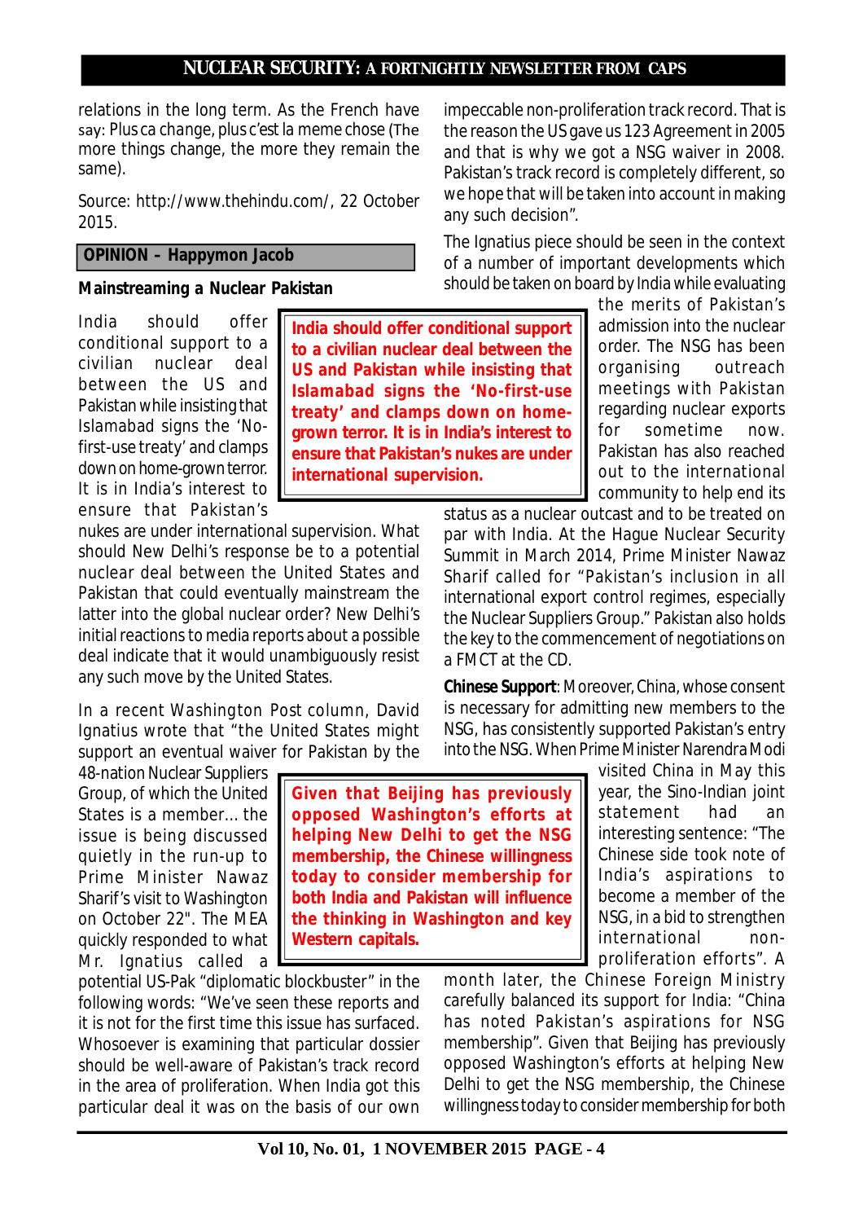relations in the long term. As the French have say: Plus ca change, plus c'est la meme chose (The more things change, the more they remain the same).

Source: http://www.thehindu.com/, 22 October 2015.

**OPINION – Happymon Jacob**

**Mainstreaming a Nuclear Pakistan**

India should offer conditional support to a civilian nuclear deal between the US and Pakistan while insisting that Islamabad signs the 'No-first-use treaty' and clamps down on home-grown terror. It is in India's interest to ensure that Pakistan's nukes are under international supervision. What should New Delhi's response be to a potential nuclear deal between the United States and Pakistan that could eventually mainstream the latter into the global nuclear order? New Delhi's initial reactions to media reports about a possible deal indicate that it would unambiguously resist any such move by the United States.

**India should offer conditional support to a civilian nuclear deal between the US and Pakistan while insisting that Islamabad signs the 'No-first-use treaty' and clamps down on home-grown terror. It is in India's interest to ensure that Pakistan's nukes are under international supervision.**

In a recent Washington Post column, David Ignatius wrote that "the United States might support an eventual waiver for Pakistan by the 48-nation Nuclear Suppliers Group, of which the United States is a member... the issue is being discussed quietly in the run-up to Prime Minister Nawaz Sharif's visit to Washington on October 22". The MEA quickly responded to what Mr. Ignatius called a potential US-Pak "diplomatic blockbuster" in the following words: "We've seen these reports and it is not for the first time this issue has surfaced. Whosoever is examining that particular dossier should be well-aware of Pakistan's track record in the area of proliferation. When India got this particular deal it was on the basis of our own impeccable non-proliferation track record. That is the reason the US gave us 123 Agreement in 2005 and that is why we got a NSG waiver in 2008. Pakistan's track record is completely different, so we hope that will be taken into account in making any such decision".

The Ignatius piece should be seen in the context of a number of important developments which should be taken on board by India while evaluating the merits of Pakistan's admission into the nuclear order. The NSG has been organising outreach meetings with Pakistan regarding nuclear exports for sometime now. Pakistan has also reached out to the international community to help end its status as a nuclear outcast and to be treated on par with India. At the Hague Nuclear Security Summit in March 2014, Prime Minister Nawaz Sharif called for "Pakistan's inclusion in all international export control regimes, especially the Nuclear Suppliers Group." Pakistan also holds the key to the commencement of negotiations on a FMCT at the CD.

**Chinese Support**: Moreover, China, whose consent is necessary for admitting new members to the NSG, has consistently supported Pakistan's entry into the NSG. When Prime Minister Narendra Modi visited China in May this year, the Sino-Indian joint statement had an interesting sentence: "The Chinese side took note of India's aspirations to become a member of the NSG, in a bid to strengthen international non-proliferation efforts". A month later, the Chinese Foreign Ministry carefully balanced its support for India: "China has noted Pakistan's aspirations for NSG membership". Given that Beijing has previously opposed Washington's efforts at helping New Delhi to get the NSG membership, the Chinese willingness today to consider membership for both

**Given that Beijing has previously opposed Washington's efforts at helping New Delhi to get the NSG membership, the Chinese willingness today to consider membership for both India and Pakistan will influence the thinking in Washington and key Western capitals.**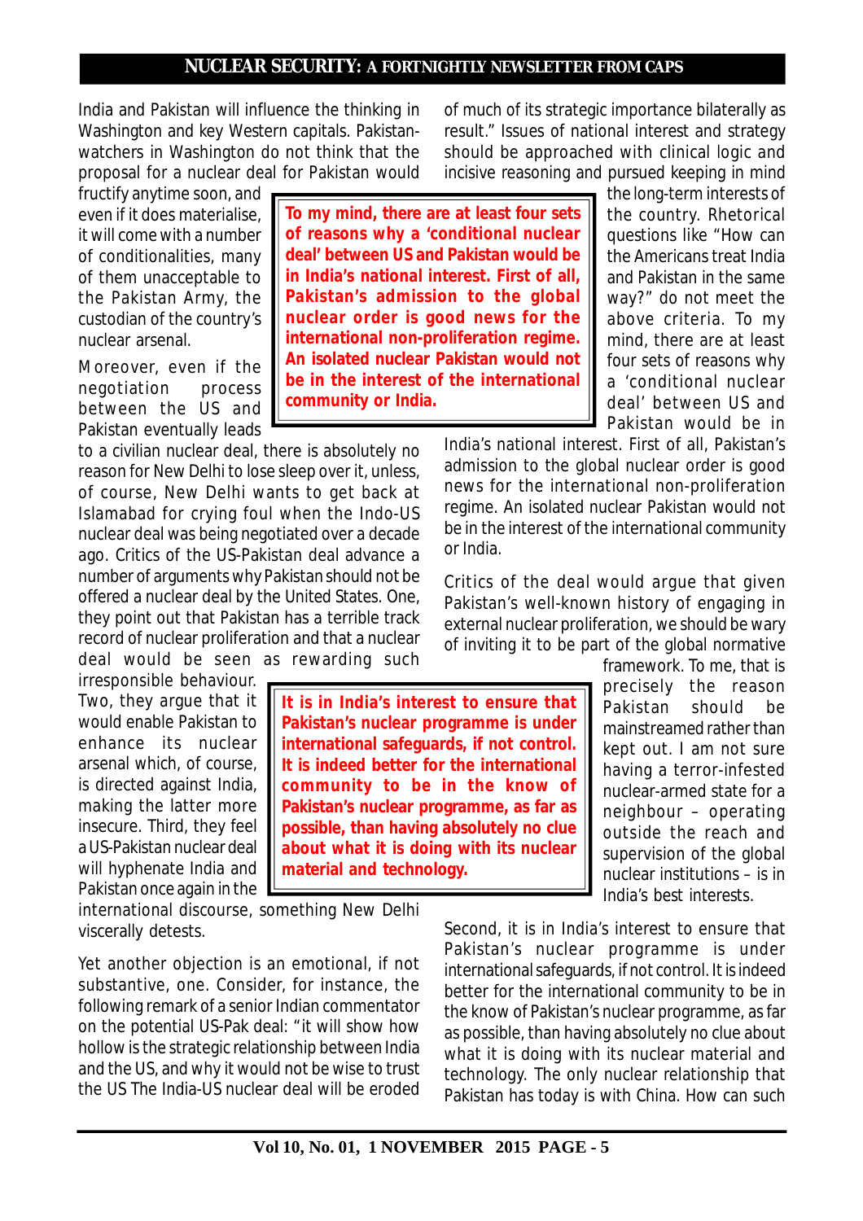India and Pakistan will influence the thinking in Washington and key Western capitals. Pakistan-watchers in Washington do not think that the proposal for a nuclear deal for Pakistan would fructify anytime soon, and even if it does materialise, it will come with a number of conditionalities, many of them unacceptable to the Pakistan Army, the custodian of the country's nuclear arsenal.

Moreover, even if the negotiation process between the US and Pakistan eventually leads to a civilian nuclear deal, there is absolutely no reason for New Delhi to lose sleep over it, unless, of course, New Delhi wants to get back at Islamabad for crying foul when the Indo-US nuclear deal was being negotiated over a decade ago. Critics of the US-Pakistan deal advance a number of arguments why Pakistan should not be offered a nuclear deal by the United States. One, they point out that Pakistan has a terrible track record of nuclear proliferation and that a nuclear deal would be seen as rewarding such irresponsible behaviour. Two, they argue that it would enable Pakistan to enhance its nuclear arsenal which, of course, is directed against India, making the latter more insecure. Third, they feel a US-Pakistan nuclear deal will hyphenate India and Pakistan once again in the international discourse, something New Delhi viscerally detests.

Yet another objection is an emotional, if not substantive, one. Consider, for instance, the following remark of a senior Indian commentator on the potential US-Pak deal: "it will show how hollow is the strategic relationship between India and the US, and why it would not be wise to trust the US The India-US nuclear deal will be eroded of much of its strategic importance bilaterally as result." Issues of national interest and strategy should be approached with clinical logic and incisive reasoning and pursued keeping in mind the long-term interests of the country. Rhetorical questions like "How can the Americans treat India and Pakistan in the same way?" do not meet the above criteria. To my mind, there are at least four sets of reasons why a 'conditional nuclear deal' between US and Pakistan would be in India's national interest. First of all, Pakistan's admission to the global nuclear order is good news for the international non-proliferation regime. An isolated nuclear Pakistan would not be in the interest of the international community or India.

> **To my mind, there are at least four sets of reasons why a 'conditional nuclear deal' between US and Pakistan would be in India's national interest. First of all, Pakistan's admission to the global nuclear order is good news for the international non-proliferation regime. An isolated nuclear Pakistan would not be in the interest of the international community or India.**

Critics of the deal would argue that given Pakistan's well-known history of engaging in external nuclear proliferation, we should be wary of inviting it to be part of the global normative framework. To me, that is precisely the reason Pakistan should be mainstreamed rather than kept out. I am not sure having a terror-infested nuclear-armed state for a neighbour – operating outside the reach and supervision of the global nuclear institutions – is in India's best interests.

> **It is in India's interest to ensure that Pakistan's nuclear programme is under international safeguards, if not control. It is indeed better for the international community to be in the know of Pakistan's nuclear programme, as far as possible, than having absolutely no clue about what it is doing with its nuclear material and technology.**

Second, it is in India's interest to ensure that Pakistan's nuclear programme is under international safeguards, if not control. It is indeed better for the international community to be in the know of Pakistan's nuclear programme, as far as possible, than having absolutely no clue about what it is doing with its nuclear material and technology. The only nuclear relationship that Pakistan has today is with China. How can such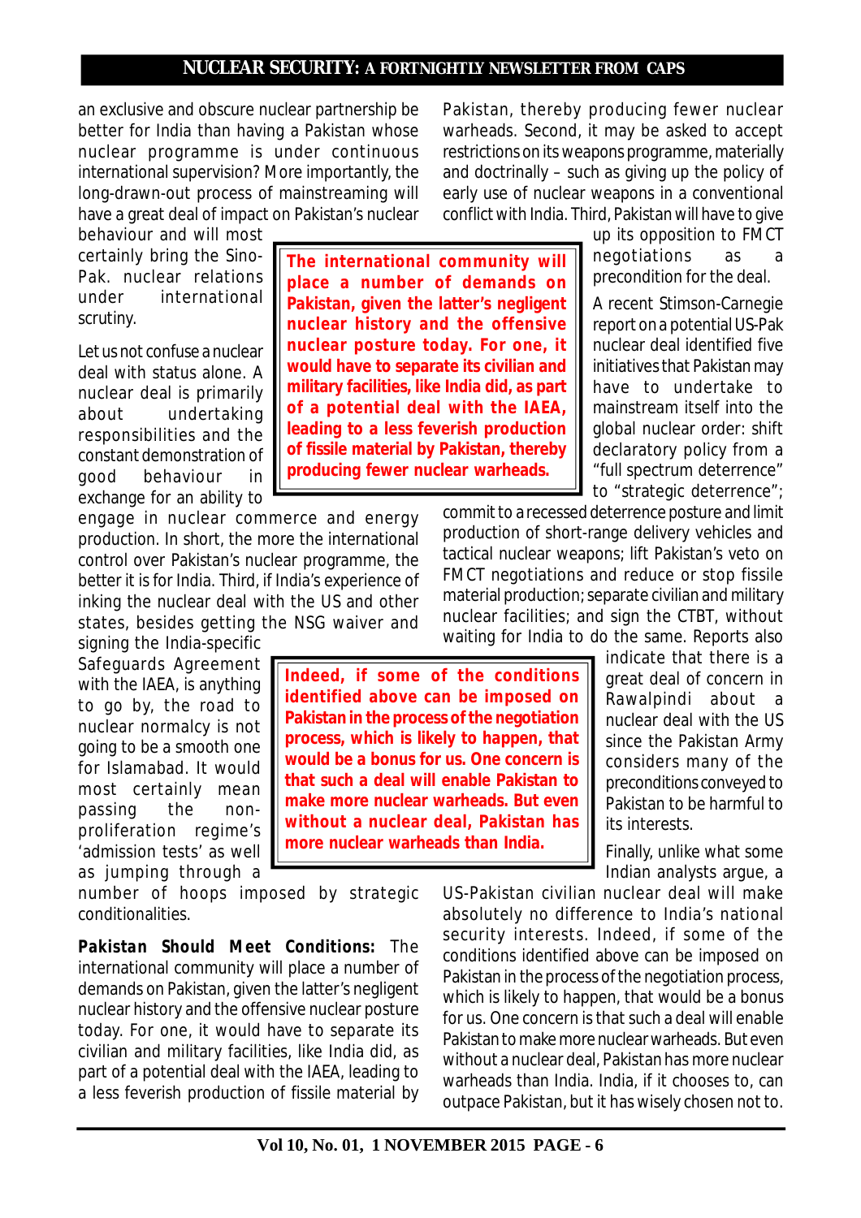an exclusive and obscure nuclear partnership be better for India than having a Pakistan whose nuclear programme is under continuous international supervision? More importantly, the long-drawn-out process of mainstreaming will have a great deal of impact on Pakistan's nuclear behaviour and will most certainly bring the Sino-Pak. nuclear relations under international scrutiny.

Let us not confuse a nuclear deal with status alone. A nuclear deal is primarily about undertaking responsibilities and the constant demonstration of good behaviour in exchange for an ability to engage in nuclear commerce and energy production. In short, the more the international control over Pakistan's nuclear programme, the better it is for India. Third, if India's experience of inking the nuclear deal with the US and other states, besides getting the NSG waiver and signing the India-specific Safeguards Agreement with the IAEA, is anything to go by, the road to nuclear normalcy is not going to be a smooth one for Islamabad. It would most certainly mean passing the non-proliferation regime's 'admission tests' as well as jumping through a number of hoops imposed by strategic conditionalities.

> **The international community will place a number of demands on Pakistan, given the latter's negligent nuclear history and the offensive nuclear posture today. For one, it would have to separate its civilian and military facilities, like India did, as part of a potential deal with the IAEA, leading to a less feverish production of fissile material by Pakistan, thereby producing fewer nuclear warheads.**

**Pakistan Should Meet Conditions:** The international community will place a number of demands on Pakistan, given the latter's negligent nuclear history and the offensive nuclear posture today. For one, it would have to separate its civilian and military facilities, like India did, as part of a potential deal with the IAEA, leading to a less feverish production of fissile material by Pakistan, thereby producing fewer nuclear warheads. Second, it may be asked to accept restrictions on its weapons programme, materially and doctrinally – such as giving up the policy of early use of nuclear weapons in a conventional conflict with India. Third, Pakistan will have to give up its opposition to FMCT negotiations as a precondition for the deal.

A recent Stimson-Carnegie report on a potential US-Pak nuclear deal identified five initiatives that Pakistan may have to undertake to mainstream itself into the global nuclear order: shift declaratory policy from a "full spectrum deterrence" to "strategic deterrence"; commit to a recessed deterrence posture and limit production of short-range delivery vehicles and tactical nuclear weapons; lift Pakistan's veto on FMCT negotiations and reduce or stop fissile material production; separate civilian and military nuclear facilities; and sign the CTBT, without waiting for India to do the same. Reports also indicate that there is a great deal of concern in Rawalpindi about a nuclear deal with the US since the Pakistan Army considers many of the preconditions conveyed to Pakistan to be harmful to its interests.

> **Indeed, if some of the conditions identified above can be imposed on Pakistan in the process of the negotiation process, which is likely to happen, that would be a bonus for us. One concern is that such a deal will enable Pakistan to make more nuclear warheads. But even without a nuclear deal, Pakistan has more nuclear warheads than India.**

Finally, unlike what some Indian analysts argue, a US-Pakistan civilian nuclear deal will make absolutely no difference to India's national security interests. Indeed, if some of the conditions identified above can be imposed on Pakistan in the process of the negotiation process, which is likely to happen, that would be a bonus for us. One concern is that such a deal will enable Pakistan to make more nuclear warheads. But even without a nuclear deal, Pakistan has more nuclear warheads than India. India, if it chooses to, can outpace Pakistan, but it has wisely chosen not to.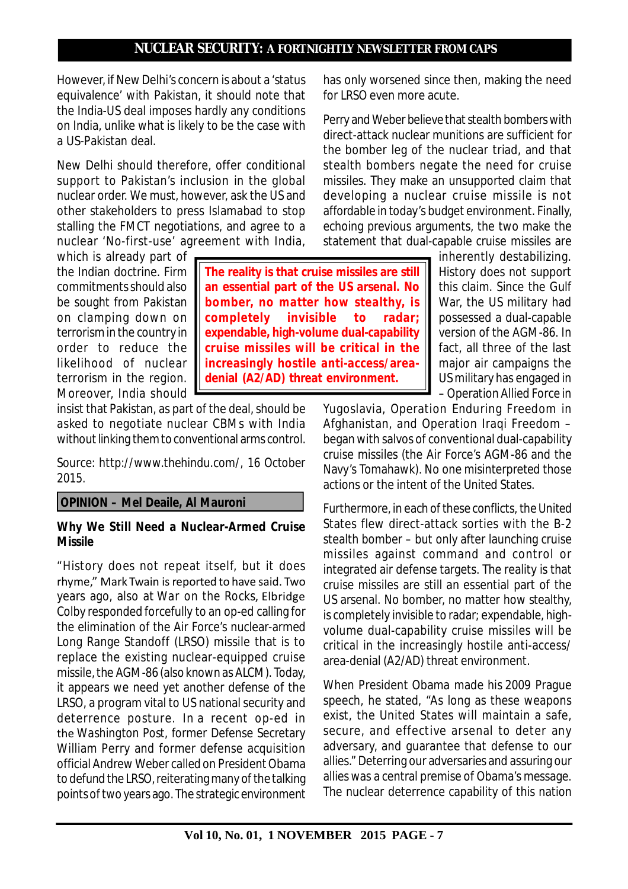However, if New Delhi's concern is about a 'status equivalence' with Pakistan, it should note that the India-US deal imposes hardly any conditions on India, unlike what is likely to be the case with a US-Pakistan deal.

New Delhi should therefore, offer conditional support to Pakistan's inclusion in the global nuclear order. We must, however, ask the US and other stakeholders to press Islamabad to stop stalling the FMCT negotiations, and agree to a nuclear 'No-first-use' agreement with India, which is already part of the Indian doctrine. Firm commitments should also be sought from Pakistan on clamping down on terrorism in the country in order to reduce the likelihood of nuclear terrorism in the region. Moreover, India should insist that Pakistan, as part of the deal, should be asked to negotiate nuclear CBMs with India without linking them to conventional arms control.

Source: http://www.thehindu.com/, 16 October 2015.

**OPINION – Mel Deaile, Al Mauroni**

### Why We Still Need a Nuclear-Armed Cruise Missile

"History does not repeat itself, but it does rhyme," Mark Twain is reported to have said. Two years ago, also at War on the Rocks, Elbridge Colby responded forcefully to an op-ed calling for the elimination of the Air Force's nuclear-armed Long Range Standoff (LRSO) missile that is to replace the existing nuclear-equipped cruise missile, the AGM-86 (also known as ALCM). Today, it appears we need yet another defense of the LRSO, a program vital to US national security and deterrence posture. In a recent op-ed in the Washington Post, former Defense Secretary William Perry and former defense acquisition official Andrew Weber called on President Obama to defund the LRSO, reiterating many of the talking points of two years ago. The strategic environment has only worsened since then, making the need for LRSO even more acute.

Perry and Weber believe that stealth bombers with direct-attack nuclear munitions are sufficient for the bomber leg of the nuclear triad, and that stealth bombers negate the need for cruise missiles. They make an unsupported claim that developing a nuclear cruise missile is not affordable in today's budget environment. Finally, echoing previous arguments, the two make the statement that dual-capable cruise missiles are inherently destabilizing. History does not support this claim. Since the Gulf War, the US military had possessed a dual-capable version of the AGM-86. In fact, all three of the last major air campaigns the US military has engaged in – Operation Allied Force in Yugoslavia, Operation Enduring Freedom in Afghanistan, and Operation Iraqi Freedom – began with salvos of conventional dual-capability cruise missiles (the Air Force's AGM-86 and the Navy's Tomahawk). No one misinterpreted those actions or the intent of the United States.

> **The reality is that cruise missiles are still an essential part of the US arsenal. No bomber, no matter how stealthy, is completely invisible to radar; expendable, high-volume dual-capability cruise missiles will be critical in the increasingly hostile anti-access/area-denial (A2/AD) threat environment.**

Furthermore, in each of these conflicts, the United States flew direct-attack sorties with the B-2 stealth bomber – but only after launching cruise missiles against command and control or integrated air defense targets. The reality is that cruise missiles are still an essential part of the US arsenal. No bomber, no matter how stealthy, is completely invisible to radar; expendable, high-volume dual-capability cruise missiles will be critical in the increasingly hostile anti-access/area-denial (A2/AD) threat environment.

When President Obama made his 2009 Prague speech, he stated, "As long as these weapons exist, the United States will maintain a safe, secure, and effective arsenal to deter any adversary, and guarantee that defense to our allies." Deterring our adversaries and assuring our allies was a central premise of Obama's message. The nuclear deterrence capability of this nation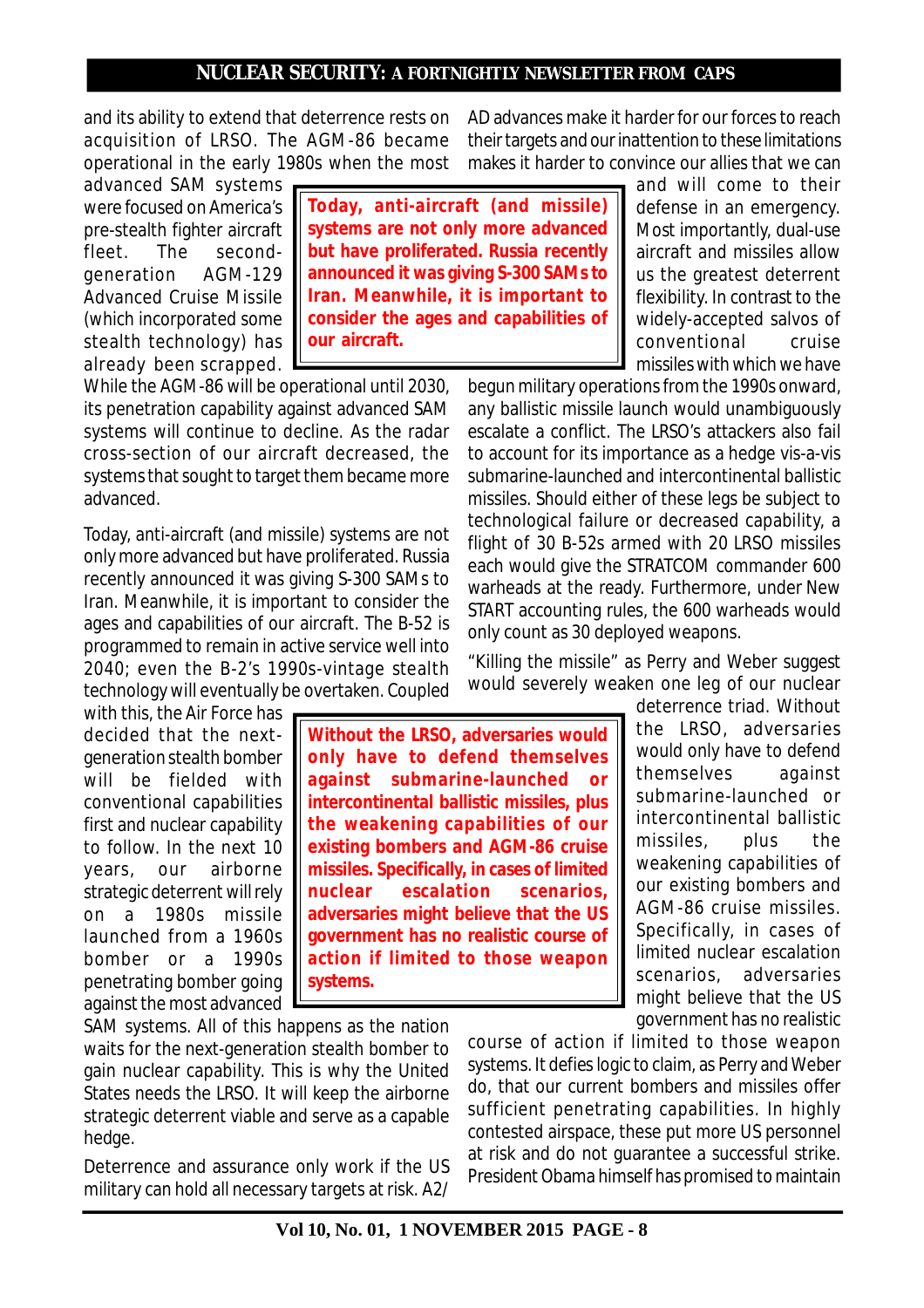and its ability to extend that deterrence rests on acquisition of LRSO. The AGM-86 became operational in the early 1980s when the most advanced SAM systems were focused on America's pre-stealth fighter aircraft fleet. The second-generation AGM-129 Advanced Cruise Missile (which incorporated some stealth technology) has already been scrapped. While the AGM-86 will be operational until 2030, its penetration capability against advanced SAM systems will continue to decline. As the radar cross-section of our aircraft decreased, the systems that sought to target them became more advanced.

> **Today, anti-aircraft (and missile) systems are not only more advanced but have proliferated. Russia recently announced it was giving S-300 SAMs to Iran. Meanwhile, it is important to consider the ages and capabilities of our aircraft.**

Today, anti-aircraft (and missile) systems are not only more advanced but have proliferated. Russia recently announced it was giving S-300 SAMs to Iran. Meanwhile, it is important to consider the ages and capabilities of our aircraft. The B-52 is programmed to remain in active service well into 2040; even the B-2's 1990s-vintage stealth technology will eventually be overtaken. Coupled with this, the Air Force has decided that the next-generation stealth bomber will be fielded with conventional capabilities first and nuclear capability to follow. In the next 10 years, our airborne strategic deterrent will rely on a 1980s missile launched from a 1960s bomber or a 1990s penetrating bomber going against the most advanced SAM systems. All of this happens as the nation waits for the next-generation stealth bomber to gain nuclear capability. This is why the United States needs the LRSO. It will keep the airborne strategic deterrent viable and serve as a capable hedge.

Deterrence and assurance only work if the US military can hold all necessary targets at risk. A2/AD advances make it harder for our forces to reach their targets and our inattention to these limitations makes it harder to convince our allies that we can and will come to their defense in an emergency. Most importantly, dual-use aircraft and missiles allow us the greatest deterrent flexibility. In contrast to the widely-accepted salvos of conventional cruise missiles with which we have begun military operations from the 1990s onward, any ballistic missile launch would unambiguously escalate a conflict. The LRSO's attackers also fail to account for its importance as a hedge vis-a-vis submarine-launched and intercontinental ballistic missiles. Should either of these legs be subject to technological failure or decreased capability, a flight of 30 B-52s armed with 20 LRSO missiles each would give the STRATCOM commander 600 warheads at the ready. Furthermore, under New START accounting rules, the 600 warheads would only count as 30 deployed weapons.

"Killing the missile" as Perry and Weber suggest would severely weaken one leg of our nuclear deterrence triad. Without the LRSO, adversaries would only have to defend themselves against submarine-launched or intercontinental ballistic missiles, plus the weakening capabilities of our existing bombers and AGM-86 cruise missiles. Specifically, in cases of limited nuclear escalation scenarios, adversaries might believe that the US government has no realistic course of action if limited to those weapon systems. It defies logic to claim, as Perry and Weber do, that our current bombers and missiles offer sufficient penetrating capabilities. In highly contested airspace, these put more US personnel at risk and do not guarantee a successful strike. President Obama himself has promised to maintain

> **Without the LRSO, adversaries would only have to defend themselves against submarine-launched or intercontinental ballistic missiles, plus the weakening capabilities of our existing bombers and AGM-86 cruise missiles. Specifically, in cases of limited nuclear escalation scenarios, adversaries might believe that the US government has no realistic course of action if limited to those weapon systems.**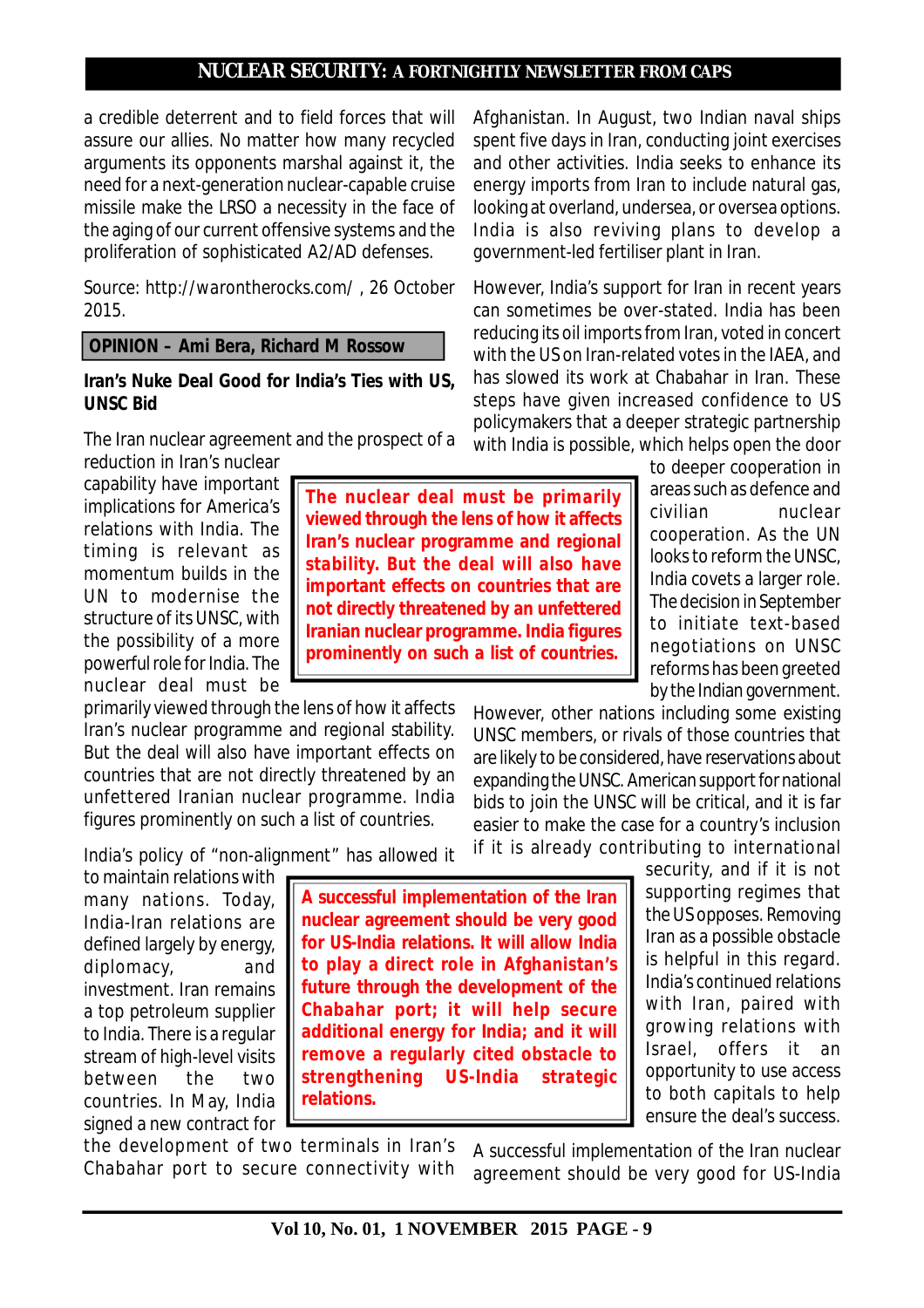a credible deterrent and to field forces that will assure our allies. No matter how many recycled arguments its opponents marshal against it, the need for a next-generation nuclear-capable cruise missile make the LRSO a necessity in the face of the aging of our current offensive systems and the proliferation of sophisticated A2/AD defenses.

Source: http://warontherocks.com/ , 26 October 2015.

**OPINION – Ami Bera, Richard M Rossow**

**Iran's Nuke Deal Good for India's Ties with US, UNSC Bid**

The Iran nuclear agreement and the prospect of a reduction in Iran's nuclear capability have important implications for America's relations with India. The timing is relevant as momentum builds in the UN to modernise the structure of its UNSC, with the possibility of a more powerful role for India. The nuclear deal must be primarily viewed through the lens of how it affects Iran's nuclear programme and regional stability. But the deal will also have important effects on countries that are not directly threatened by an unfettered Iranian nuclear programme. India figures prominently on such a list of countries.

> **The nuclear deal must be primarily viewed through the lens of how it affects Iran's nuclear programme and regional stability. But the deal will also have important effects on countries that are not directly threatened by an unfettered Iranian nuclear programme. India figures prominently on such a list of countries.**

India's policy of "non-alignment" has allowed it to maintain relations with many nations. Today, India-Iran relations are defined largely by energy, diplomacy, and investment. Iran remains a top petroleum supplier to India. There is a regular stream of high-level visits between the two countries. In May, India signed a new contract for the development of two terminals in Iran's Chabahar port to secure connectivity with Afghanistan. In August, two Indian naval ships spent five days in Iran, conducting joint exercises and other activities. India seeks to enhance its energy imports from Iran to include natural gas, looking at overland, undersea, or oversea options. India is also reviving plans to develop a government-led fertiliser plant in Iran.

> **A successful implementation of the Iran nuclear agreement should be very good for US-India relations. It will allow India to play a direct role in Afghanistan's future through the development of the Chabahar port; it will help secure additional energy for India; and it will remove a regularly cited obstacle to strengthening US-India strategic relations.**

However, India's support for Iran in recent years can sometimes be over-stated. India has been reducing its oil imports from Iran, voted in concert with the US on Iran-related votes in the IAEA, and has slowed its work at Chabahar in Iran. These steps have given increased confidence to US policymakers that a deeper strategic partnership with India is possible, which helps open the door to deeper cooperation in areas such as defence and civilian nuclear cooperation. As the UN looks to reform the UNSC, India covets a larger role. The decision in September to initiate text-based negotiations on UNSC reforms has been greeted by the Indian government.

However, other nations including some existing UNSC members, or rivals of those countries that are likely to be considered, have reservations about expanding the UNSC. American support for national bids to join the UNSC will be critical, and it is far easier to make the case for a country's inclusion if it is already contributing to international security, and if it is not supporting regimes that the US opposes. Removing Iran as a possible obstacle is helpful in this regard. India's continued relations with Iran, paired with growing relations with Israel, offers it an opportunity to use access to both capitals to help ensure the deal's success.

A successful implementation of the Iran nuclear agreement should be very good for US-India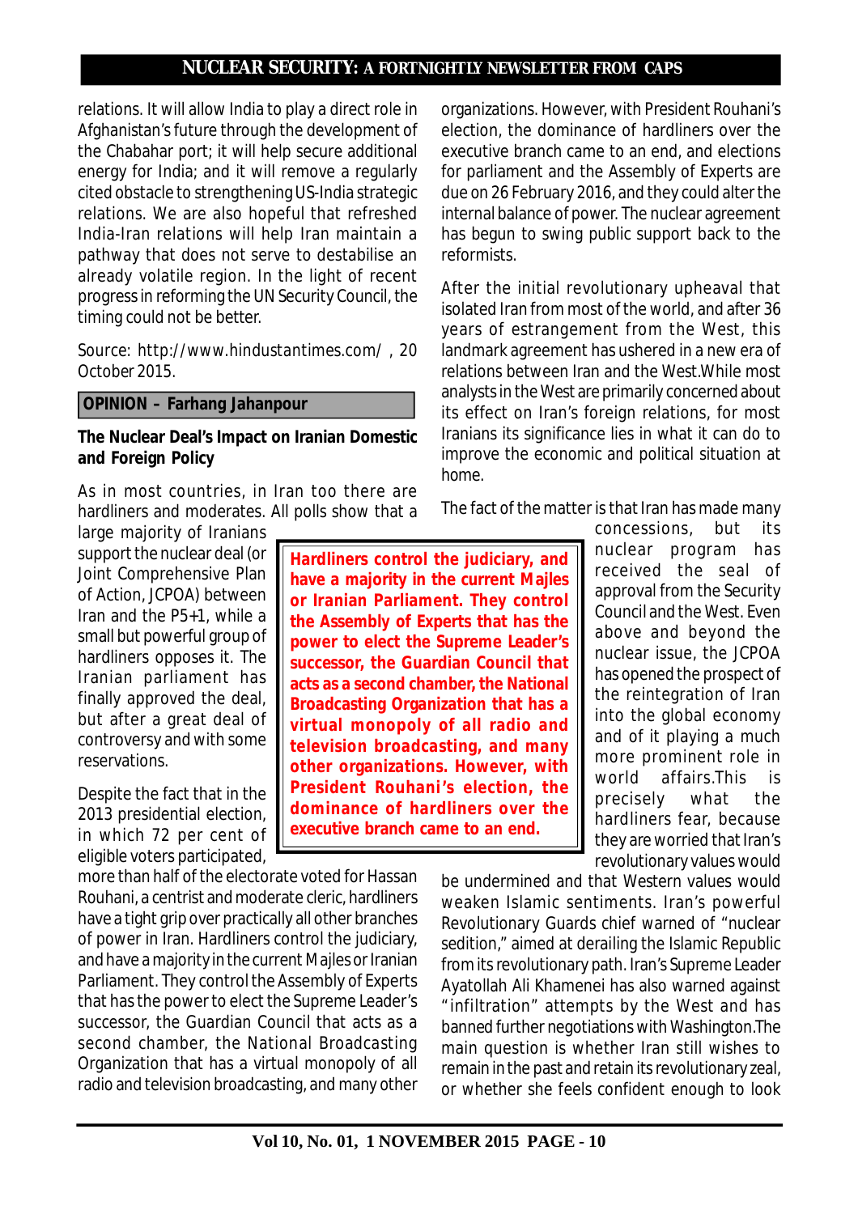relations. It will allow India to play a direct role in Afghanistan's future through the development of the Chabahar port; it will help secure additional energy for India; and it will remove a regularly cited obstacle to strengthening US-India strategic relations. We are also hopeful that refreshed India-Iran relations will help Iran maintain a pathway that does not serve to destabilise an already volatile region. In the light of recent progress in reforming the UN Security Council, the timing could not be better.

Source: http://www.hindustantimes.com/ , 20 October 2015.

## OPINION – Farhang Jahanpour

### The Nuclear Deal's Impact on Iranian Domestic and Foreign Policy

As in most countries, in Iran too there are hardliners and moderates. All polls show that a large majority of Iranians support the nuclear deal (or Joint Comprehensive Plan of Action, JCPOA) between Iran and the P5+1, while a small but powerful group of hardliners opposes it. The Iranian parliament has finally approved the deal, but after a great deal of controversy and with some reservations.

> **Hardliners control the judiciary, and have a majority in the current Majles or Iranian Parliament. They control the Assembly of Experts that has the power to elect the Supreme Leader's successor, the Guardian Council that acts as a second chamber, the National Broadcasting Organization that has a virtual monopoly of all radio and television broadcasting, and many other organizations. However, with President Rouhani's election, the dominance of hardliners over the executive branch came to an end.**

Despite the fact that in the 2013 presidential election, in which 72 per cent of eligible voters participated, more than half of the electorate voted for Hassan Rouhani, a centrist and moderate cleric, hardliners have a tight grip over practically all other branches of power in Iran. Hardliners control the judiciary, and have a majority in the current Majles or Iranian Parliament. They control the Assembly of Experts that has the power to elect the Supreme Leader's successor, the Guardian Council that acts as a second chamber, the National Broadcasting Organization that has a virtual monopoly of all radio and television broadcasting, and many other organizations. However, with President Rouhani's election, the dominance of hardliners over the executive branch came to an end, and elections for parliament and the Assembly of Experts are due on 26 February 2016, and they could alter the internal balance of power. The nuclear agreement has begun to swing public support back to the reformists.

After the initial revolutionary upheaval that isolated Iran from most of the world, and after 36 years of estrangement from the West, this landmark agreement has ushered in a new era of relations between Iran and the West.While most analysts in the West are primarily concerned about its effect on Iran's foreign relations, for most Iranians its significance lies in what it can do to improve the economic and political situation at home.

The fact of the matter is that Iran has made many concessions, but its nuclear program has received the seal of approval from the Security Council and the West. Even above and beyond the nuclear issue, the JCPOA has opened the prospect of the reintegration of Iran into the global economy and of it playing a much more prominent role in world affairs.This is precisely what the hardliners fear, because they are worried that Iran's revolutionary values would be undermined and that Western values would weaken Islamic sentiments. Iran's powerful Revolutionary Guards chief warned of "nuclear sedition," aimed at derailing the Islamic Republic from its revolutionary path. Iran's Supreme Leader Ayatollah Ali Khamenei has also warned against "infiltration" attempts by the West and has banned further negotiations with Washington.The main question is whether Iran still wishes to remain in the past and retain its revolutionary zeal, or whether she feels confident enough to look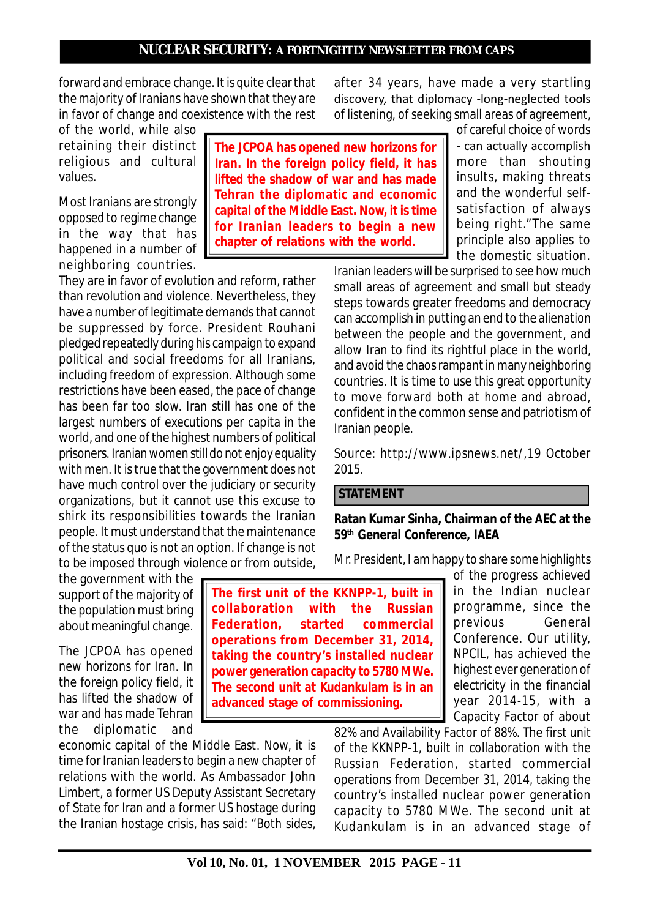forward and embrace change. It is quite clear that the majority of Iranians have shown that they are in favor of change and coexistence with the rest of the world, while also retaining their distinct religious and cultural values.

**The JCPOA has opened new horizons for Iran. In the foreign policy field, it has lifted the shadow of war and has made Tehran the diplomatic and economic capital of the Middle East. Now, it is time for Iranian leaders to begin a new chapter of relations with the world.**

Most Iranians are strongly opposed to regime change in the way that has happened in a number of neighboring countries. They are in favor of evolution and reform, rather than revolution and violence. Nevertheless, they have a number of legitimate demands that cannot be suppressed by force. President Rouhani pledged repeatedly during his campaign to expand political and social freedoms for all Iranians, including freedom of expression. Although some restrictions have been eased, the pace of change has been far too slow. Iran still has one of the largest numbers of executions per capita in the world, and one of the highest numbers of political prisoners. Iranian women still do not enjoy equality with men. It is true that the government does not have much control over the judiciary or security organizations, but it cannot use this excuse to shirk its responsibilities towards the Iranian people. It must understand that the maintenance of the status quo is not an option. If change is not to be imposed through violence or from outside, the government with the support of the majority of the population must bring about meaningful change.

The JCPOA has opened new horizons for Iran. In the foreign policy field, it has lifted the shadow of war and has made Tehran the diplomatic and economic capital of the Middle East. Now, it is time for Iranian leaders to begin a new chapter of relations with the world. As Ambassador John Limbert, a former US Deputy Assistant Secretary of State for Iran and a former US hostage during the Iranian hostage crisis, has said: "Both sides, after 34 years, have made a very startling discovery, that diplomacy -long-neglected tools of listening, of seeking small areas of agreement, of careful choice of words - can actually accomplish more than shouting insults, making threats and the wonderful self-satisfaction of always being right."The same principle also applies to the domestic situation. Iranian leaders will be surprised to see how much small areas of agreement and small but steady steps towards greater freedoms and democracy can accomplish in putting an end to the alienation between the people and the government, and allow Iran to find its rightful place in the world, and avoid the chaos rampant in many neighboring countries. It is time to use this great opportunity to move forward both at home and abroad, confident in the common sense and patriotism of Iranian people.

Source: http://www.ipsnews.net/,19 October 2015.

## STATEMENT

### Ratan Kumar Sinha, Chairman of the AEC at the 59th General Conference, IAEA

**The first unit of the KKNPP-1, built in collaboration with the Russian Federation, started commercial operations from December 31, 2014, taking the country's installed nuclear power generation capacity to 5780 MWe. The second unit at Kudankulam is in an advanced stage of commissioning.**

Mr. President, I am happy to share some highlights of the progress achieved in the Indian nuclear programme, since the previous General Conference. Our utility, NPCIL, has achieved the highest ever generation of electricity in the financial year 2014-15, with a Capacity Factor of about 82% and Availability Factor of 88%. The first unit of the KKNPP-1, built in collaboration with the Russian Federation, started commercial operations from December 31, 2014, taking the country's installed nuclear power generation capacity to 5780 MWe. The second unit at Kudankulam is in an advanced stage of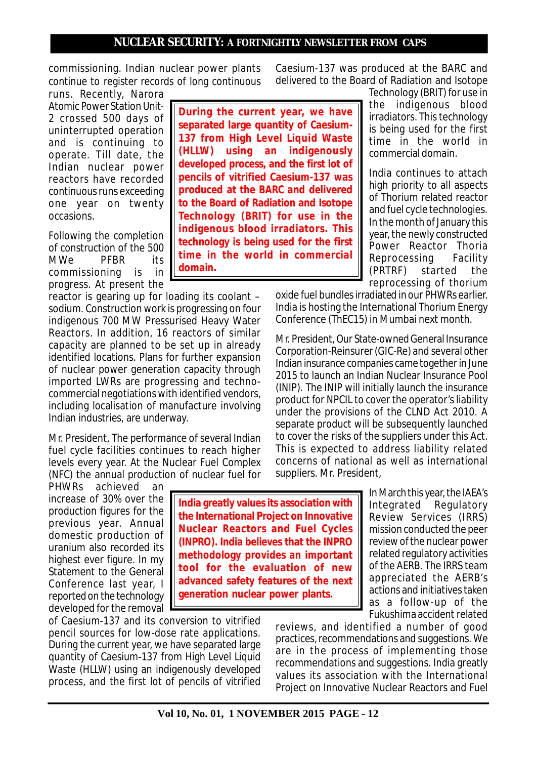commissioning. Indian nuclear power plants continue to register records of long continuous runs. Recently, Narora Atomic Power Station Unit-2 crossed 500 days of uninterrupted operation and is continuing to operate. Till date, the Indian nuclear power reactors have recorded continuous runs exceeding one year on twenty occasions.

Following the completion of construction of the 500 MWe PFBR its commissioning is in progress. At present the reactor is gearing up for loading its coolant – sodium. Construction work is progressing on four indigenous 700 MW Pressurised Heavy Water Reactors. In addition, 16 reactors of similar capacity are planned to be set up in already identified locations. Plans for further expansion of nuclear power generation capacity through imported LWRs are progressing and techno-commercial negotiations with identified vendors, including localisation of manufacture involving Indian industries, are underway.

Mr. President, The performance of several Indian fuel cycle facilities continues to reach higher levels every year. At the Nuclear Fuel Complex (NFC) the annual production of nuclear fuel for PHWRs achieved an increase of 30% over the production figures for the previous year. Annual domestic production of uranium also recorded its highest ever figure. In my Statement to the General Conference last year, I reported on the technology developed for the removal of Caesium-137 and its conversion to vitrified pencil sources for low-dose rate applications. During the current year, we have separated large quantity of Caesium-137 from High Level Liquid Waste (HLLW) using an indigenously developed process, and the first lot of pencils of vitrified Caesium-137 was produced at the BARC and delivered to the Board of Radiation and Isotope Technology (BRIT) for use in the indigenous blood irradiators. This technology is being used for the first time in the world in commercial domain.

**During the current year, we have separated large quantity of Caesium-137 from High Level Liquid Waste (HLLW) using an indigenously developed process, and the first lot of pencils of vitrified Caesium-137 was produced at the BARC and delivered to the Board of Radiation and Isotope Technology (BRIT) for use in the indigenous blood irradiators. This technology is being used for the first time in the world in commercial domain.**

India continues to attach high priority to all aspects of Thorium related reactor and fuel cycle technologies. In the month of January this year, the newly constructed Power Reactor Thoria Reprocessing Facility (PRTRF) started the reprocessing of thorium oxide fuel bundles irradiated in our PHWRs earlier. India is hosting the International Thorium Energy Conference (ThEC15) in Mumbai next month.

Mr. President, Our State-owned General Insurance Corporation-Reinsurer (GIC-Re) and several other Indian insurance companies came together in June 2015 to launch an Indian Nuclear Insurance Pool (INIP). The INIP will initially launch the insurance product for NPCIL to cover the operator's liability under the provisions of the CLND Act 2010. A separate product will be subsequently launched to cover the risks of the suppliers under this Act. This is expected to address liability related concerns of national as well as international suppliers. Mr. President,

In March this year, the IAEA's Integrated Regulatory Review Services (IRRS) mission conducted the peer review of the nuclear power related regulatory activities of the AERB. The IRRS team appreciated the AERB's actions and initiatives taken as a follow-up of the Fukushima accident related reviews, and identified a number of good practices, recommendations and suggestions. We are in the process of implementing those recommendations and suggestions. India greatly values its association with the International Project on Innovative Nuclear Reactors and Fuel

**India greatly values its association with the International Project on Innovative Nuclear Reactors and Fuel Cycles (INPRO). India believes that the INPRO methodology provides an important tool for the evaluation of new advanced safety features of the next generation nuclear power plants.**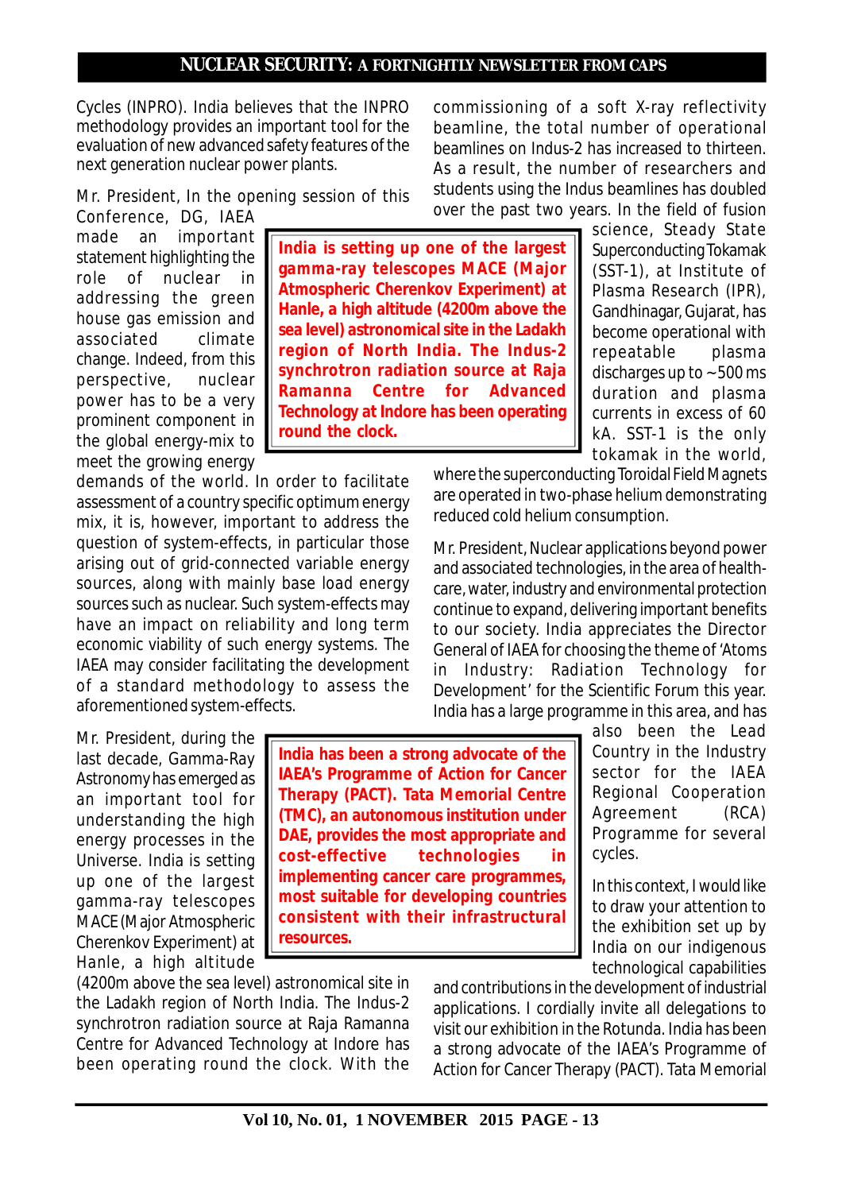Cycles (INPRO). India believes that the INPRO methodology provides an important tool for the evaluation of new advanced safety features of the next generation nuclear power plants.

Mr. President, In the opening session of this Conference, DG, IAEA made an important statement highlighting the role of nuclear in addressing the green house gas emission and associated climate change. Indeed, from this perspective, nuclear power has to be a very prominent component in the global energy-mix to meet the growing energy demands of the world. In order to facilitate assessment of a country specific optimum energy mix, it is, however, important to address the question of system-effects, in particular those arising out of grid-connected variable energy sources, along with mainly base load energy sources such as nuclear. Such system-effects may have an impact on reliability and long term economic viability of such energy systems. The IAEA may consider facilitating the development of a standard methodology to assess the aforementioned system-effects.

> **India is setting up one of the largest gamma-ray telescopes MACE (Major Atmospheric Cherenkov Experiment) at Hanle, a high altitude (4200m above the sea level) astronomical site in the Ladakh region of North India. The Indus-2 synchrotron radiation source at Raja Ramanna Centre for Advanced Technology at Indore has been operating round the clock.**

Mr. President, during the last decade, Gamma-Ray Astronomy has emerged as an important tool for understanding the high energy processes in the Universe. India is setting up one of the largest gamma-ray telescopes MACE (Major Atmospheric Cherenkov Experiment) at Hanle, a high altitude (4200m above the sea level) astronomical site in the Ladakh region of North India. The Indus-2 synchrotron radiation source at Raja Ramanna Centre for Advanced Technology at Indore has been operating round the clock. With the commissioning of a soft X-ray reflectivity beamline, the total number of operational beamlines on Indus-2 has increased to thirteen. As a result, the number of researchers and students using the Indus beamlines has doubled over the past two years. In the field of fusion science, Steady State Superconducting Tokamak (SST-1), at Institute of Plasma Research (IPR), Gandhinagar, Gujarat, has become operational with repeatable plasma discharges up to ~500 ms duration and plasma currents in excess of 60 kA. SST-1 is the only tokamak in the world, where the superconducting Toroidal Field Magnets are operated in two-phase helium demonstrating reduced cold helium consumption.

Mr. President, Nuclear applications beyond power and associated technologies, in the area of health-care, water, industry and environmental protection continue to expand, delivering important benefits to our society. India appreciates the Director General of IAEA for choosing the theme of 'Atoms in Industry: Radiation Technology for Development' for the Scientific Forum this year. India has a large programme in this area, and has also been the Lead Country in the Industry sector for the IAEA Regional Cooperation Agreement (RCA) Programme for several cycles.

> **India has been a strong advocate of the IAEA's Programme of Action for Cancer Therapy (PACT). Tata Memorial Centre (TMC), an autonomous institution under DAE, provides the most appropriate and cost-effective technologies in implementing cancer care programmes, most suitable for developing countries consistent with their infrastructural resources.**

In this context, I would like to draw your attention to the exhibition set up by India on our indigenous technological capabilities and contributions in the development of industrial applications. I cordially invite all delegations to visit our exhibition in the Rotunda. India has been a strong advocate of the IAEA's Programme of Action for Cancer Therapy (PACT). Tata Memorial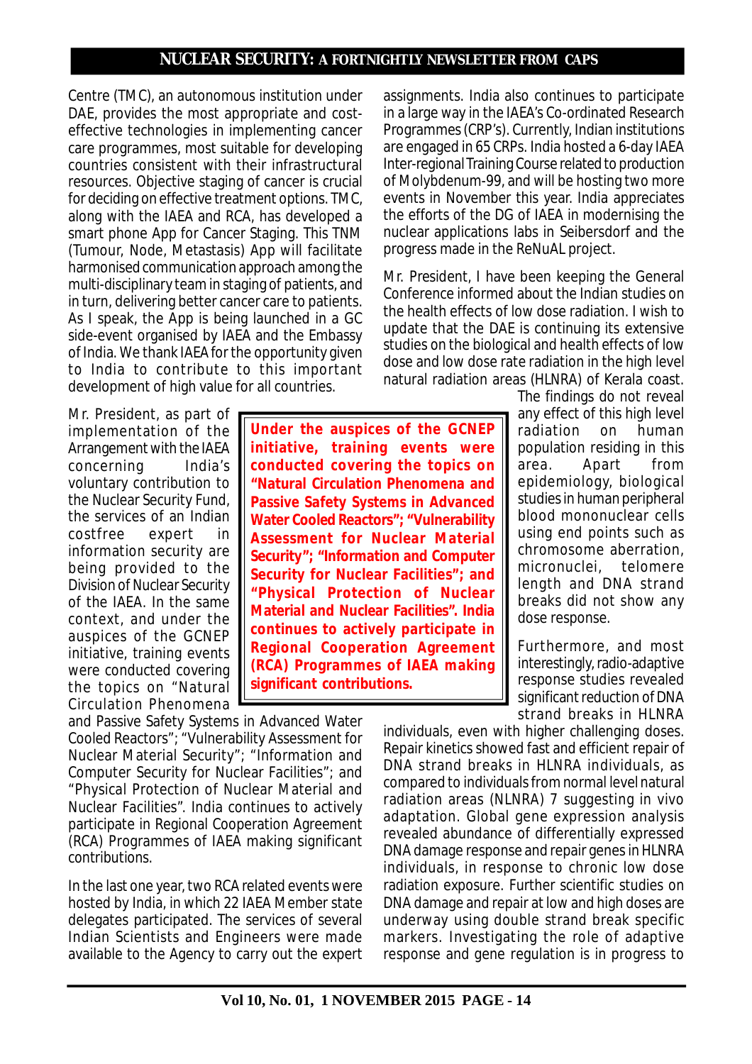Centre (TMC), an autonomous institution under DAE, provides the most appropriate and cost-effective technologies in implementing cancer care programmes, most suitable for developing countries consistent with their infrastructural resources. Objective staging of cancer is crucial for deciding on effective treatment options. TMC, along with the IAEA and RCA, has developed a smart phone App for Cancer Staging. This TNM (Tumour, Node, Metastasis) App will facilitate harmonised communication approach among the multi-disciplinary team in staging of patients, and in turn, delivering better cancer care to patients. As I speak, the App is being launched in a GC side-event organised by IAEA and the Embassy of India. We thank IAEA for the opportunity given to India to contribute to this important development of high value for all countries.

Mr. President, as part of implementation of the Arrangement with the IAEA concerning India's voluntary contribution to the Nuclear Security Fund, the services of an Indian costfree expert in information security are being provided to the Division of Nuclear Security of the IAEA. In the same context, and under the auspices of the GCNEP initiative, training events were conducted covering the topics on "Natural Circulation Phenomena and Passive Safety Systems in Advanced Water Cooled Reactors"; "Vulnerability Assessment for Nuclear Material Security"; "Information and Computer Security for Nuclear Facilities"; and "Physical Protection of Nuclear Material and Nuclear Facilities". India continues to actively participate in Regional Cooperation Agreement (RCA) Programmes of IAEA making significant contributions.

**Under the auspices of the GCNEP initiative, training events were conducted covering the topics on "Natural Circulation Phenomena and Passive Safety Systems in Advanced Water Cooled Reactors"; "Vulnerability Assessment for Nuclear Material Security"; "Information and Computer Security for Nuclear Facilities"; and "Physical Protection of Nuclear Material and Nuclear Facilities". India continues to actively participate in Regional Cooperation Agreement (RCA) Programmes of IAEA making significant contributions.**

In the last one year, two RCA related events were hosted by India, in which 22 IAEA Member state delegates participated. The services of several Indian Scientists and Engineers were made available to the Agency to carry out the expert assignments. India also continues to participate in a large way in the IAEA's Co-ordinated Research Programmes (CRP's). Currently, Indian institutions are engaged in 65 CRPs. India hosted a 6-day IAEA Inter-regional Training Course related to production of Molybdenum-99, and will be hosting two more events in November this year. India appreciates the efforts of the DG of IAEA in modernising the nuclear applications labs in Seibersdorf and the progress made in the ReNuAL project.

Mr. President, I have been keeping the General Conference informed about the Indian studies on the health effects of low dose radiation. I wish to update that the DAE is continuing its extensive studies on the biological and health effects of low dose and low dose rate radiation in the high level natural radiation areas (HLNRA) of Kerala coast. The findings do not reveal any effect of this high level radiation on human population residing in this area. Apart from epidemiology, biological studies in human peripheral blood mononuclear cells using end points such as chromosome aberration, micronuclei, telomere length and DNA strand breaks did not show any dose response.

Furthermore, and most interestingly, radio-adaptive response studies revealed significant reduction of DNA strand breaks in HLNRA individuals, even with higher challenging doses. Repair kinetics showed fast and efficient repair of DNA strand breaks in HLNRA individuals, as compared to individuals from normal level natural radiation areas (NLNRA) 7 suggesting in vivo adaptation. Global gene expression analysis revealed abundance of differentially expressed DNA damage response and repair genes in HLNRA individuals, in response to chronic low dose radiation exposure. Further scientific studies on DNA damage and repair at low and high doses are underway using double strand break specific markers. Investigating the role of adaptive response and gene regulation is in progress to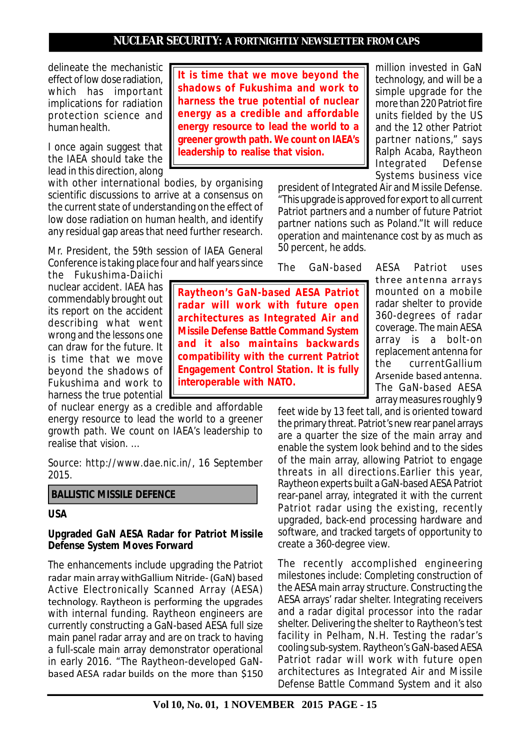delineate the mechanistic effect of low dose radiation, which has important implications for radiation protection science and human health.

I once again suggest that the IAEA should take the lead in this direction, along with other international bodies, by organising scientific discussions to arrive at a consensus on the current state of understanding on the effect of low dose radiation on human health, and identify any residual gap areas that need further research.

Mr. President, the 59th session of IAEA General Conference is taking place four and half years since the Fukushima-Daiichi nuclear accident. IAEA has commendably brought out its report on the accident describing what went wrong and the lessons one can draw for the future. It is time that we move beyond the shadows of Fukushima and work to harness the true potential of nuclear energy as a credible and affordable energy resource to lead the world to a greener growth path. We count on IAEA's leadership to realise that vision. ...

> **It is time that we move beyond the shadows of Fukushima and work to harness the true potential of nuclear energy as a credible and affordable energy resource to lead the world to a greener growth path. We count on IAEA's leadership to realise that vision.**

Source: http://www.dae.nic.in/, 16 September 2015.

## BALLISTIC MISSILE DEFENCE

### USA

### Upgraded GaN AESA Radar for Patriot Missile Defense System Moves Forward

The enhancements include upgrading the Patriot radar main array withGallium Nitride- (GaN) based Active Electronically Scanned Array (AESA) technology. Raytheon is performing the upgrades with internal funding. Raytheon engineers are currently constructing a GaN-based AESA full size main panel radar array and are on track to having a full-scale main array demonstrator operational in early 2016. "The Raytheon-developed GaN-based AESA radar builds on the more than $150 million invested in GaN technology, and will be a simple upgrade for the more than 220 Patriot fire units fielded by the US and the 12 other Patriot partner nations," says Ralph Acaba, Raytheon Integrated Defense Systems business vice president of Integrated Air and Missile Defense. "This upgrade is approved for export to all current Patriot partners and a number of future Patriot partner nations such as Poland."It will reduce operation and maintenance cost by as much as 50 percent, he adds.

The GaN-based AESA Patriot uses three antenna arrays mounted on a mobile radar shelter to provide 360-degrees of radar coverage. The main AESA array is a bolt-on replacement antenna for the currentGallium Arsenide based antenna. The GaN-based AESA array measures roughly 9 feet wide by 13 feet tall, and is oriented toward the primary threat. Patriot's new rear panel arrays are a quarter the size of the main array and enable the system look behind and to the sides of the main array, allowing Patriot to engage threats in all directions.Earlier this year, Raytheon experts built a GaN-based AESA Patriot rear-panel array, integrated it with the current Patriot radar using the existing, recently upgraded, back-end processing hardware and software, and tracked targets of opportunity to create a 360-degree view.

> **Raytheon's GaN-based AESA Patriot radar will work with future open architectures as Integrated Air and Missile Defense Battle Command System and it also maintains backwards compatibility with the current Patriot Engagement Control Station. It is fully interoperable with NATO.**

The recently accomplished engineering milestones include: Completing construction of the AESA main array structure. Constructing the AESA arrays' radar shelter. Integrating receivers and a radar digital processor into the radar shelter. Delivering the shelter to Raytheon's test facility in Pelham, N.H. Testing the radar's cooling sub-system. Raytheon's GaN-based AESA Patriot radar will work with future open architectures as Integrated Air and Missile Defense Battle Command System and it also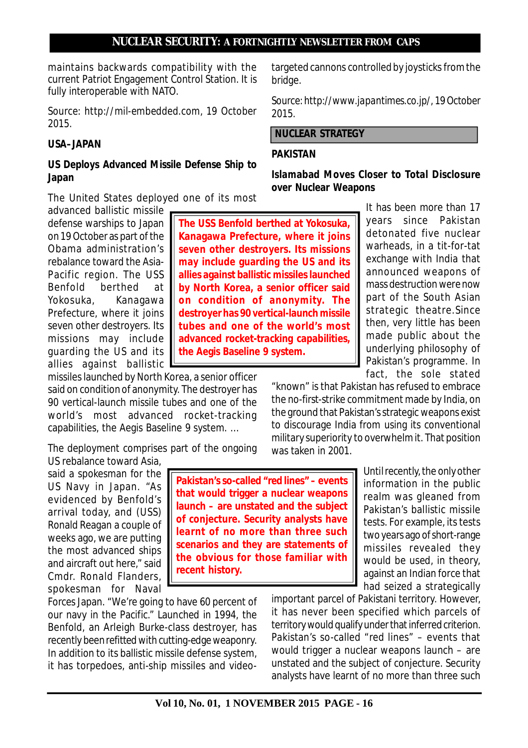maintains backwards compatibility with the current Patriot Engagement Control Station. It is fully interoperable with NATO.

Source: http://mil-embedded.com, 19 October 2015.

**USA–JAPAN**

**US Deploys Advanced Missile Defense Ship to Japan**

The United States deployed one of its most advanced ballistic missile defense warships to Japan on 19 October as part of the Obama administration's rebalance toward the Asia-Pacific region. The USS Benfold berthed at Yokosuka, Kanagawa Prefecture, where it joins seven other destroyers. Its missions may include guarding the US and its allies against ballistic missiles launched by North Korea, a senior officer said on condition of anonymity. The destroyer has 90 vertical-launch missile tubes and one of the world's most advanced rocket-tracking capabilities, the Aegis Baseline 9 system. …

> **The USS Benfold berthed at Yokosuka, Kanagawa Prefecture, where it joins seven other destroyers. Its missions may include guarding the US and its allies against ballistic missiles launched by North Korea, a senior officer said on condition of anonymity. The destroyer has 90 vertical-launch missile tubes and one of the world's most advanced rocket-tracking capabilities, the Aegis Baseline 9 system.**

The deployment comprises part of the ongoing US rebalance toward Asia, said a spokesman for the US Navy in Japan. "As evidenced by Benfold's arrival today, and (USS) Ronald Reagan a couple of weeks ago, we are putting the most advanced ships and aircraft out here," said Cmdr. Ronald Flanders, spokesman for Naval Forces Japan. "We're going to have 60 percent of our navy in the Pacific." Launched in 1994, the Benfold, an Arleigh Burke-class destroyer, has recently been refitted with cutting-edge weaponry. In addition to its ballistic missile defense system, it has torpedoes, anti-ship missiles and video-targeted cannons controlled by joysticks from the bridge.

Source: http://www.japantimes.co.jp/, 19 October 2015.

## NUCLEAR STRATEGY

**PAKISTAN**

**Islamabad Moves Closer to Total Disclosure over Nuclear Weapons**

It has been more than 17 years since Pakistan detonated five nuclear warheads, in a tit-for-tat exchange with India that announced weapons of mass destruction were now part of the South Asian strategic theatre.Since then, very little has been made public about the underlying philosophy of Pakistan's programme. In fact, the sole stated "known" is that Pakistan has refused to embrace the no-first-strike commitment made by India, on the ground that Pakistan's strategic weapons exist to discourage India from using its conventional military superiority to overwhelm it. That position was taken in 2001.

> **Pakistan's so-called "red lines" – events that would trigger a nuclear weapons launch – are unstated and the subject of conjecture. Security analysts have learnt of no more than three such scenarios and they are statements of the obvious for those familiar with recent history.**

Until recently, the only other information in the public realm was gleaned from Pakistan's ballistic missile tests. For example, its tests two years ago of short-range missiles revealed they would be used, in theory, against an Indian force that had seized a strategically important parcel of Pakistani territory. However, it has never been specified which parcels of territory would qualify under that inferred criterion. Pakistan's so-called "red lines" – events that would trigger a nuclear weapons launch – are unstated and the subject of conjecture. Security analysts have learnt of no more than three such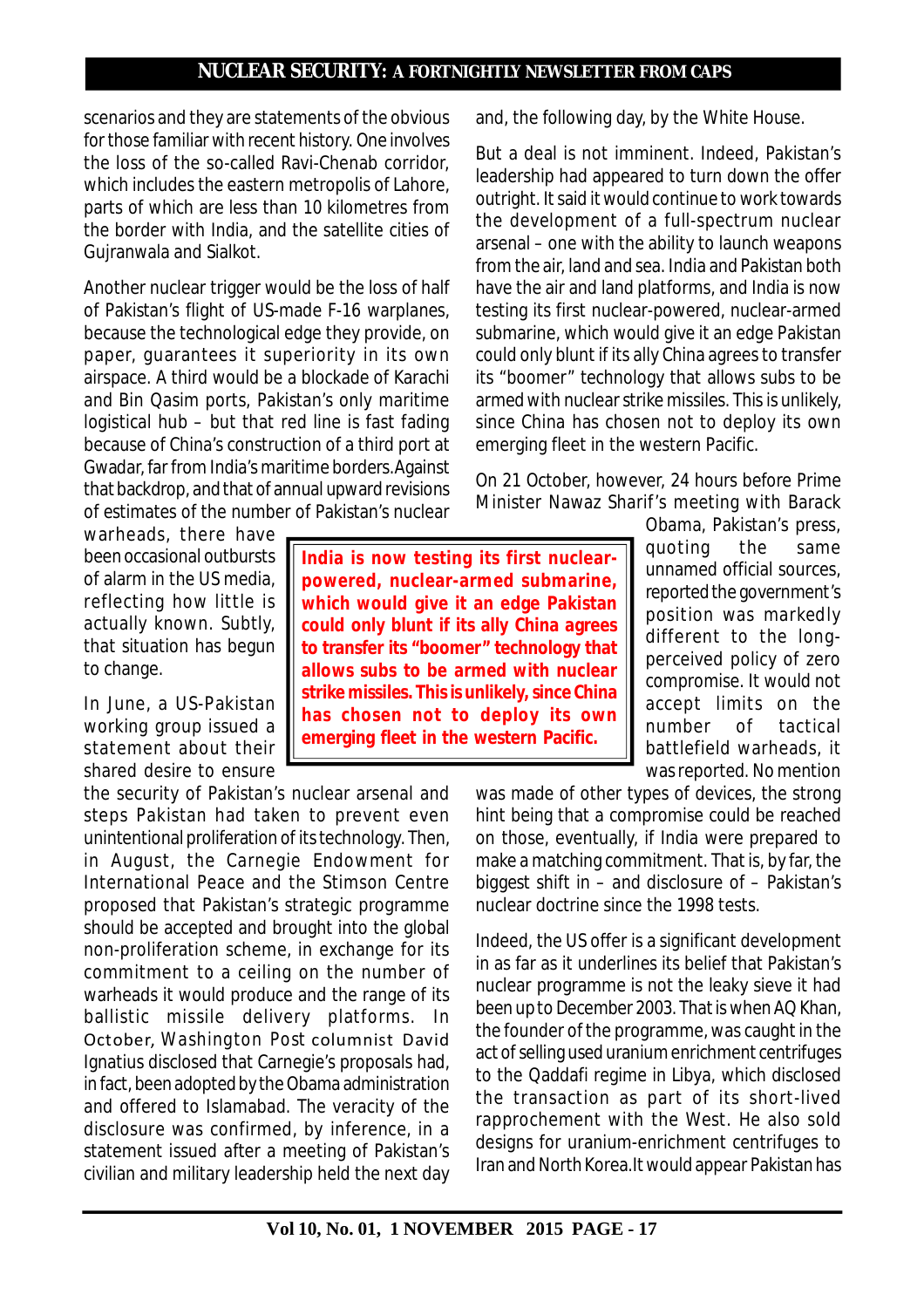scenarios and they are statements of the obvious for those familiar with recent history. One involves the loss of the so-called Ravi-Chenab corridor, which includes the eastern metropolis of Lahore, parts of which are less than 10 kilometres from the border with India, and the satellite cities of Gujranwala and Sialkot.

Another nuclear trigger would be the loss of half of Pakistan's flight of US-made F-16 warplanes, because the technological edge they provide, on paper, guarantees it superiority in its own airspace. A third would be a blockade of Karachi and Bin Qasim ports, Pakistan's only maritime logistical hub – but that red line is fast fading because of China's construction of a third port at Gwadar, far from India's maritime borders. Against that backdrop, and that of annual upward revisions of estimates of the number of Pakistan's nuclear warheads, there have been occasional outbursts of alarm in the US media, reflecting how little is actually known. Subtly, that situation has begun to change.

In June, a US-Pakistan working group issued a statement about their shared desire to ensure the security of Pakistan's nuclear arsenal and steps Pakistan had taken to prevent even unintentional proliferation of its technology. Then, in August, the Carnegie Endowment for International Peace and the Stimson Centre proposed that Pakistan's strategic programme should be accepted and brought into the global non-proliferation scheme, in exchange for its commitment to a ceiling on the number of warheads it would produce and the range of its ballistic missile delivery platforms. In October, Washington Post columnist David Ignatius disclosed that Carnegie's proposals had, in fact, been adopted by the Obama administration and offered to Islamabad. The veracity of the disclosure was confirmed, by inference, in a statement issued after a meeting of Pakistan's civilian and military leadership held the next day and, the following day, by the White House.

**India is now testing its first nuclear-powered, nuclear-armed submarine, which would give it an edge Pakistan could only blunt if its ally China agrees to transfer its "boomer" technology that allows subs to be armed with nuclear strike missiles. This is unlikely, since China has chosen not to deploy its own emerging fleet in the western Pacific.**

But a deal is not imminent. Indeed, Pakistan's leadership had appeared to turn down the offer outright. It said it would continue to work towards the development of a full-spectrum nuclear arsenal – one with the ability to launch weapons from the air, land and sea. India and Pakistan both have the air and land platforms, and India is now testing its first nuclear-powered, nuclear-armed submarine, which would give it an edge Pakistan could only blunt if its ally China agrees to transfer its "boomer" technology that allows subs to be armed with nuclear strike missiles. This is unlikely, since China has chosen not to deploy its own emerging fleet in the western Pacific.

On 21 October, however, 24 hours before Prime Minister Nawaz Sharif's meeting with Barack Obama, Pakistan's press, quoting the same unnamed official sources, reported the government's position was markedly different to the long-perceived policy of zero compromise. It would not accept limits on the number of tactical battlefield warheads, it was reported. No mention was made of other types of devices, the strong hint being that a compromise could be reached on those, eventually, if India were prepared to make a matching commitment. That is, by far, the biggest shift in – and disclosure of – Pakistan's nuclear doctrine since the 1998 tests.

Indeed, the US offer is a significant development in as far as it underlines its belief that Pakistan's nuclear programme is not the leaky sieve it had been up to December 2003. That is when AQ Khan, the founder of the programme, was caught in the act of selling used uranium enrichment centrifuges to the Qaddafi regime in Libya, which disclosed the transaction as part of its short-lived rapprochement with the West. He also sold designs for uranium-enrichment centrifuges to Iran and North Korea. It would appear Pakistan has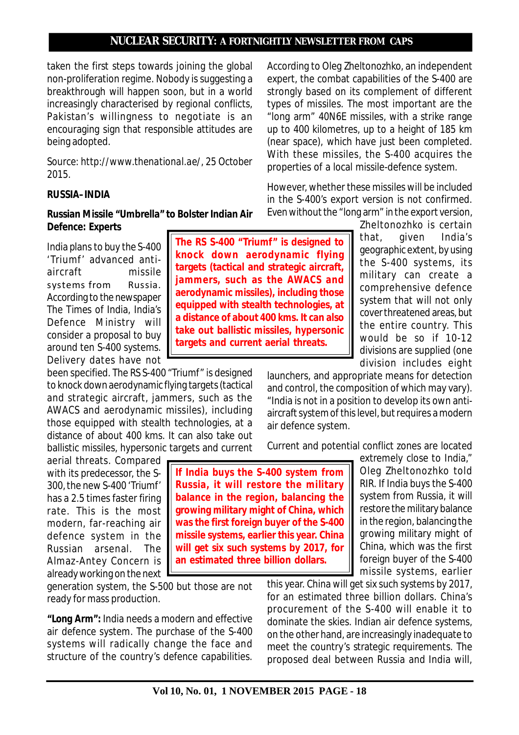taken the first steps towards joining the global non-proliferation regime. Nobody is suggesting a breakthrough will happen soon, but in a world increasingly characterised by regional conflicts, Pakistan's willingness to negotiate is an encouraging sign that responsible attitudes are being adopted.

Source: http://www.thenational.ae/, 25 October 2015.

**RUSSIA–INDIA**

### Russian Missile "Umbrella" to Bolster Indian Air Defence: Experts

India plans to buy the S-400 'Triumf' advanced anti-aircraft missile systems from Russia. According to the newspaper The Times of India, India's Defence Ministry will consider a proposal to buy around ten S-400 systems. Delivery dates have not been specified. The RS S-400 "Triumf" is designed to knock down aerodynamic flying targets (tactical and strategic aircraft, jammers, such as the AWACS and aerodynamic missiles), including those equipped with stealth technologies, at a distance of about 400 kms. It can also take out ballistic missiles, hypersonic targets and current aerial threats. Compared with its predecessor, the S-300, the new S-400 'Triumf' has a 2.5 times faster firing rate. This is the most modern, far-reaching air defence system in the Russian arsenal. The Almaz-Antey Concern is already working on the next generation system, the S-500 but those are not ready for mass production.

**"Long Arm":** India needs a modern and effective air defence system. The purchase of the S-400 systems will radically change the face and structure of the country's defence capabilities. According to Oleg Zheltonozhko, an independent expert, the combat capabilities of the S-400 are strongly based on its complement of different types of missiles. The most important are the "long arm" 40N6E missiles, with a strike range up to 400 kilometres, up to a height of 185 km (near space), which have just been completed. With these missiles, the S-400 acquires the properties of a local missile-defence system.

However, whether these missiles will be included in the S-400's export version is not confirmed. Even without the "long arm" in the export version, Zheltonozhko is certain that, given India's geographic extent, by using the S-400 systems, its military can create a comprehensive defence system that will not only cover threatened areas, but the entire country. This would be so if 10-12 divisions are supplied (one division includes eight launchers, and appropriate means for detection and control, the composition of which may vary). "India is not in a position to develop its own anti-aircraft system of this level, but requires a modern air defence system.

Current and potential conflict zones are located extremely close to India," Oleg Zheltonozhko told RIR. If India buys the S-400 system from Russia, it will restore the military balance in the region, balancing the growing military might of China, which was the first foreign buyer of the S-400 missile systems, earlier this year. China will get six such systems by 2017, for an estimated three billion dollars. China's procurement of the S-400 will enable it to dominate the skies. Indian air defence systems, on the other hand, are increasingly inadequate to meet the country's strategic requirements. The proposed deal between Russia and India will,

> **The RS S-400 "Triumf" is designed to knock down aerodynamic flying targets (tactical and strategic aircraft, jammers, such as the AWACS and aerodynamic missiles), including those equipped with stealth technologies, at a distance of about 400 kms. It can also take out ballistic missiles, hypersonic targets and current aerial threats.**

> **If India buys the S-400 system from Russia, it will restore the military balance in the region, balancing the growing military might of China, which was the first foreign buyer of the S-400 missile systems, earlier this year. China will get six such systems by 2017, for an estimated three billion dollars.**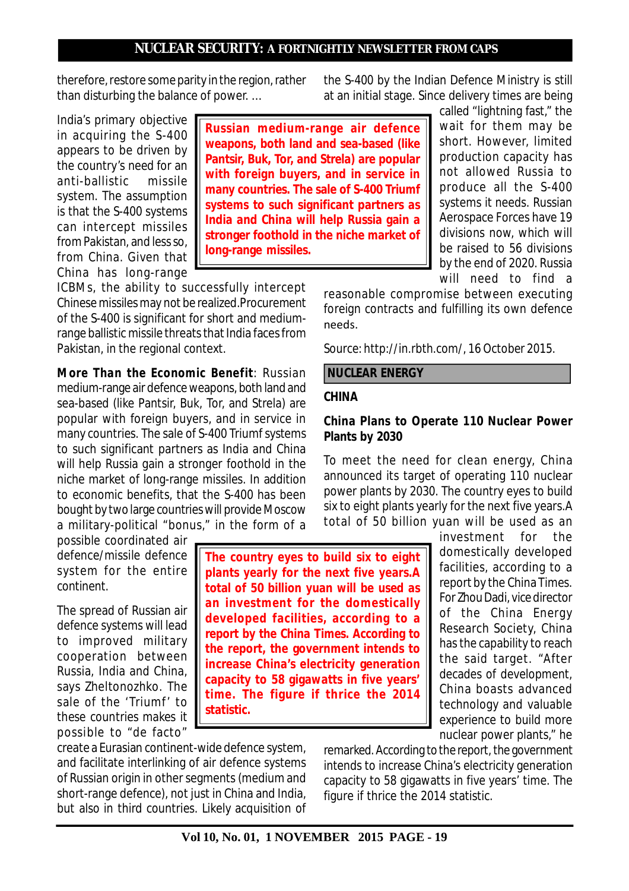therefore, restore some parity in the region, rather than disturbing the balance of power. …

India's primary objective in acquiring the S-400 appears to be driven by the country's need for an anti-ballistic missile system. The assumption is that the S-400 systems can intercept missiles from Pakistan, and less so, from China. Given that China has long-range ICBMs, the ability to successfully intercept Chinese missiles may not be realized.Procurement of the S-400 is significant for short and medium-range ballistic missile threats that India faces from Pakistan, in the regional context.

> **Russian medium-range air defence weapons, both land and sea-based (like Pantsir, Buk, Tor, and Strela) are popular with foreign buyers, and in service in many countries. The sale of S-400 Triumf systems to such significant partners as India and China will help Russia gain a stronger foothold in the niche market of long-range missiles.**

**More Than the Economic Benefit**: Russian medium-range air defence weapons, both land and sea-based (like Pantsir, Buk, Tor, and Strela) are popular with foreign buyers, and in service in many countries. The sale of S-400 Triumf systems to such significant partners as India and China will help Russia gain a stronger foothold in the niche market of long-range missiles. In addition to economic benefits, that the S-400 has been bought by two large countries will provide Moscow a military-political "bonus," in the form of a possible coordinated air defence/missile defence system for the entire continent.

The spread of Russian air defence systems will lead to improved military cooperation between Russia, India and China, says Zheltonozhko. The sale of the 'Triumf' to these countries makes it possible to "de facto" create a Eurasian continent-wide defence system, and facilitate interlinking of air defence systems of Russian origin in other segments (medium and short-range defence), not just in China and India, but also in third countries. Likely acquisition of the S-400 by the Indian Defence Ministry is still at an initial stage. Since delivery times are being called "lightning fast," the wait for them may be short. However, limited production capacity has not allowed Russia to produce all the S-400 systems it needs. Russian Aerospace Forces have 19 divisions now, which will be raised to 56 divisions by the end of 2020. Russia will need to find a reasonable compromise between executing foreign contracts and fulfilling its own defence needs.

Source: http://in.rbth.com/, 16 October 2015.

## NUCLEAR ENERGY

### CHINA

### China Plans to Operate 110 Nuclear Power Plants by 2030

To meet the need for clean energy, China announced its target of operating 110 nuclear power plants by 2030. The country eyes to build six to eight plants yearly for the next five years.A total of 50 billion yuan will be used as an investment for the domestically developed facilities, according to a report by the China Times. For Zhou Dadi, vice director of the China Energy Research Society, China has the capability to reach the said target. "After decades of development, China boasts advanced technology and valuable experience to build more nuclear power plants," he remarked. According to the report, the government intends to increase China's electricity generation capacity to 58 gigawatts in five years' time. The figure if thrice the 2014 statistic.

> **The country eyes to build six to eight plants yearly for the next five years.A total of 50 billion yuan will be used as an investment for the domestically developed facilities, according to a report by the China Times. According to the report, the government intends to increase China's electricity generation capacity to 58 gigawatts in five years' time. The figure if thrice the 2014 statistic.**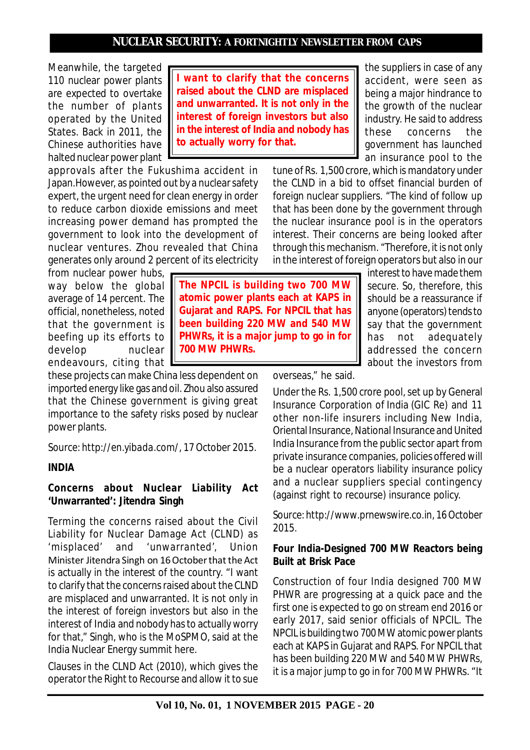Meanwhile, the targeted 110 nuclear power plants are expected to overtake the number of plants operated by the United States. Back in 2011, the Chinese authorities have halted nuclear power plant approvals after the Fukushima accident in Japan.However, as pointed out by a nuclear safety expert, the urgent need for clean energy in order to reduce carbon dioxide emissions and meet increasing power demand has prompted the government to look into the development of nuclear ventures. Zhou revealed that China generates only around 2 percent of its electricity from nuclear power hubs, way below the global average of 14 percent. The official, nonetheless, noted that the government is beefing up its efforts to develop nuclear endeavours, citing that these projects can make China less dependent on imported energy like gas and oil. Zhou also assured that the Chinese government is giving great importance to the safety risks posed by nuclear power plants.

Source: http://en.yibada.com/, 17 October 2015.

**INDIA**

**Concerns about Nuclear Liability Act 'Unwarranted': Jitendra Singh**

Terming the concerns raised about the Civil Liability for Nuclear Damage Act (CLND) as 'misplaced' and 'unwarranted', Union Minister Jitendra Singh on 16 October that the Act is actually in the interest of the country. "I want to clarify that the concerns raised about the CLND are misplaced and unwarranted. It is not only in the interest of foreign investors but also in the interest of India and nobody has to actually worry for that," Singh, who is the MoSPMO, said at the India Nuclear Energy summit here.

> **I want to clarify that the concerns raised about the CLND are misplaced and unwarranted. It is not only in the interest of foreign investors but also in the interest of India and nobody has to actually worry for that.**

Clauses in the CLND Act (2010), which gives the operator the Right to Recourse and allow it to sue the suppliers in case of any accident, were seen as being a major hindrance to the growth of the nuclear industry. He said to address these concerns the government has launched an insurance pool to the tune of Rs. 1,500 crore, which is mandatory under the CLND in a bid to offset financial burden of foreign nuclear suppliers. "The kind of follow up that has been done by the government through the nuclear insurance pool is in the operators interest. Their concerns are being looked after through this mechanism. "Therefore, it is not only in the interest of foreign operators but also in our interest to have made them secure. So, therefore, this should be a reassurance if anyone (operators) tends to say that the government has not adequately addressed the concern about the investors from overseas," he said.

Under the Rs. 1,500 crore pool, set up by General Insurance Corporation of India (GIC Re) and 11 other non-life insurers including New India, Oriental Insurance, National Insurance and United India Insurance from the public sector apart from private insurance companies, policies offered will be a nuclear operators liability insurance policy and a nuclear suppliers special contingency (against right to recourse) insurance policy.

Source: http://www.prnewswire.co.in, 16 October 2015.

**Four India-Designed 700 MW Reactors being Built at Brisk Pace**

Construction of four India designed 700 MW PHWR are progressing at a quick pace and the first one is expected to go on stream end 2016 or early 2017, said senior officials of NPCIL. The NPCIL is building two 700 MW atomic power plants each at KAPS in Gujarat and RAPS. For NPCIL that has been building 220 MW and 540 MW PHWRs, it is a major jump to go in for 700 MW PHWRs. "It

> **The NPCIL is building two 700 MW atomic power plants each at KAPS in Gujarat and RAPS. For NPCIL that has been building 220 MW and 540 MW PHWRs, it is a major jump to go in for 700 MW PHWRs.**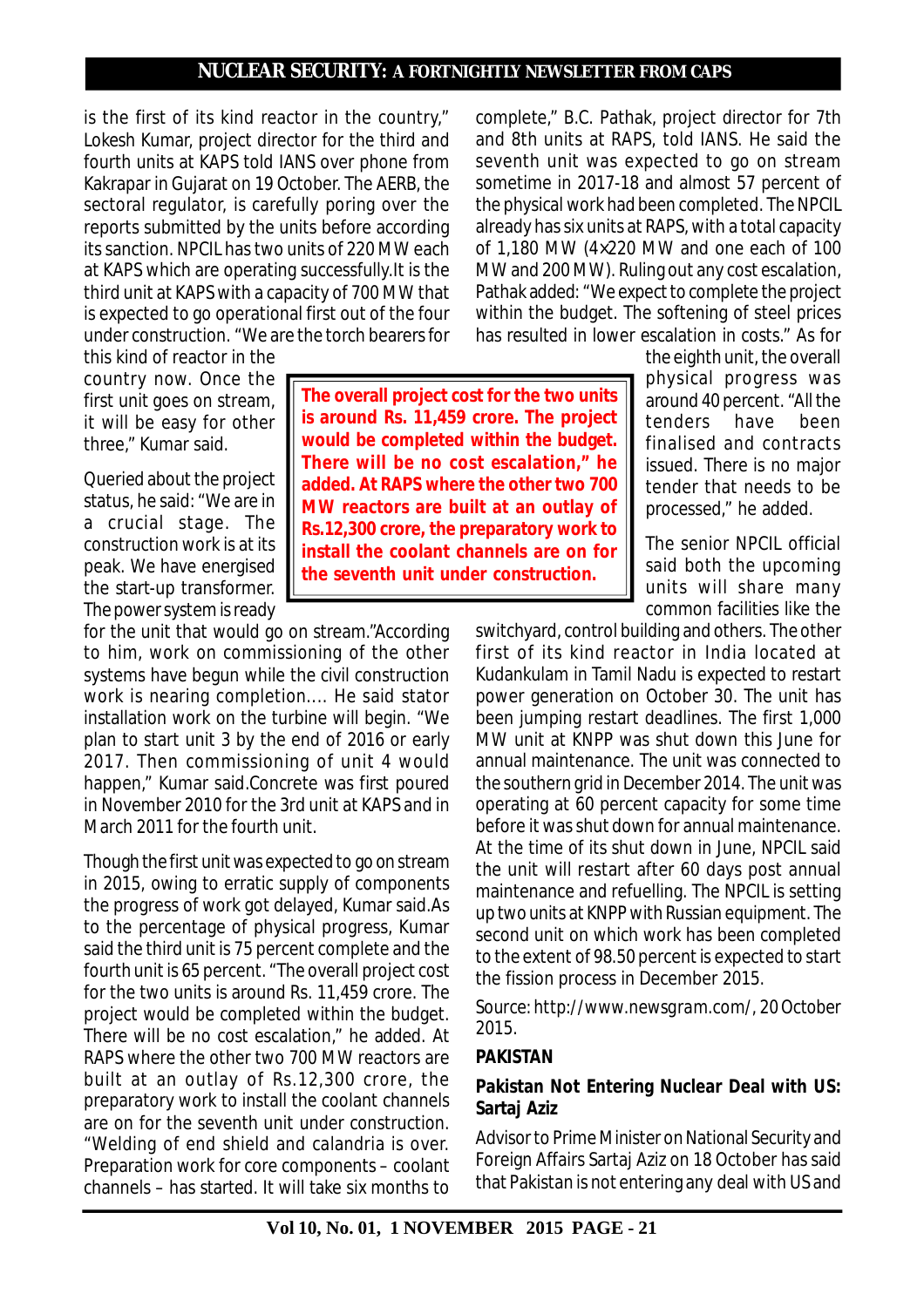is the first of its kind reactor in the country," Lokesh Kumar, project director for the third and fourth units at KAPS told IANS over phone from Kakrapar in Gujarat on 19 October. The AERB, the sectoral regulator, is carefully poring over the reports submitted by the units before according its sanction. NPCIL has two units of 220 MW each at KAPS which are operating successfully.It is the third unit at KAPS with a capacity of 700 MW that is expected to go operational first out of the four under construction. "We are the torch bearers for this kind of reactor in the country now. Once the first unit goes on stream, it will be easy for other three," Kumar said.

Queried about the project status, he said: "We are in a crucial stage. The construction work is at its peak. We have energised the start-up transformer. The power system is ready for the unit that would go on stream."According to him, work on commissioning of the other systems have begun while the civil construction work is nearing completion.... He said stator installation work on the turbine will begin. "We plan to start unit 3 by the end of 2016 or early 2017. Then commissioning of unit 4 would happen," Kumar said.Concrete was first poured in November 2010 for the 3rd unit at KAPS and in March 2011 for the fourth unit.

Though the first unit was expected to go on stream in 2015, owing to erratic supply of components the progress of work got delayed, Kumar said.As to the percentage of physical progress, Kumar said the third unit is 75 percent complete and the fourth unit is 65 percent. "The overall project cost for the two units is around Rs. 11,459 crore. The project would be completed within the budget. There will be no cost escalation," he added. At RAPS where the other two 700 MW reactors are built at an outlay of Rs.12,300 crore, the preparatory work to install the coolant channels are on for the seventh unit under construction. "Welding of end shield and calandria is over. Preparation work for core components – coolant channels – has started. It will take six months to complete," B.C. Pathak, project director for 7th and 8th units at RAPS, told IANS. He said the seventh unit was expected to go on stream sometime in 2017-18 and almost 57 percent of the physical work had been completed. The NPCIL already has six units at RAPS, with a total capacity of 1,180 MW (4x220 MW and one each of 100 MW and 200 MW). Ruling out any cost escalation, Pathak added: "We expect to complete the project within the budget. The softening of steel prices has resulted in lower escalation in costs." As for the eighth unit, the overall physical progress was around 40 percent. "All the tenders have been finalised and contracts issued. There is no major tender that needs to be processed," he added.

The senior NPCIL official said both the upcoming units will share many common facilities like the switchyard, control building and others. The other first of its kind reactor in India located at Kudankulam in Tamil Nadu is expected to restart power generation on October 30. The unit has been jumping restart deadlines. The first 1,000 MW unit at KNPP was shut down this June for annual maintenance. The unit was connected to the southern grid in December 2014. The unit was operating at 60 percent capacity for some time before it was shut down for annual maintenance. At the time of its shut down in June, NPCIL said the unit will restart after 60 days post annual maintenance and refuelling. The NPCIL is setting up two units at KNPP with Russian equipment. The second unit on which work has been completed to the extent of 98.50 percent is expected to start the fission process in December 2015.

Source: http://www.newsgram.com/, 20 October 2015.

**PAKISTAN**

**Pakistan Not Entering Nuclear Deal with US: Sartaj Aziz**

Advisor to Prime Minister on National Security and Foreign Affairs Sartaj Aziz on 18 October has said that Pakistan is not entering any deal with US and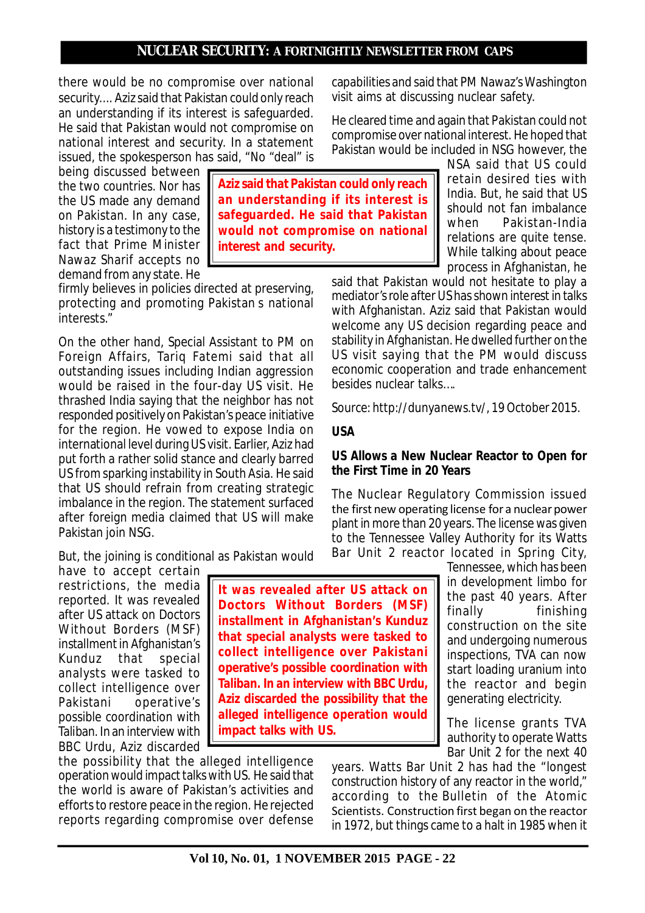there would be no compromise over national security.... Aziz said that Pakistan could only reach an understanding if its interest is safeguarded. He said that Pakistan would not compromise on national interest and security. In a statement issued, the spokesperson has said, "No "deal" is being discussed between the two countries. Nor has the US made any demand on Pakistan. In any case, history is a testimony to the fact that Prime Minister Nawaz Sharif accepts no demand from any state. He firmly believes in policies directed at preserving, protecting and promoting Pakistan s national interests."

> **Aziz said that Pakistan could only reach an understanding if its interest is safeguarded. He said that Pakistan would not compromise on national interest and security.**

On the other hand, Special Assistant to PM on Foreign Affairs, Tariq Fatemi said that all outstanding issues including Indian aggression would be raised in the four-day US visit. He thrashed India saying that the neighbor has not responded positively on Pakistan's peace initiative for the region. He vowed to expose India on international level during US visit. Earlier, Aziz had put forth a rather solid stance and clearly barred US from sparking instability in South Asia. He said that US should refrain from creating strategic imbalance in the region. The statement surfaced after foreign media claimed that US will make Pakistan join NSG.

But, the joining is conditional as Pakistan would have to accept certain restrictions, the media reported. It was revealed after US attack on Doctors Without Borders (MSF) installment in Afghanistan's Kunduz that special analysts were tasked to collect intelligence over Pakistani operative's possible coordination with Taliban. In an interview with BBC Urdu, Aziz discarded the possibility that the alleged intelligence operation would impact talks with US. He said that the world is aware of Pakistan's activities and efforts to restore peace in the region. He rejected reports regarding compromise over defense capabilities and said that PM Nawaz's Washington visit aims at discussing nuclear safety.

> **It was revealed after US attack on Doctors Without Borders (MSF) installment in Afghanistan's Kunduz that special analysts were tasked to collect intelligence over Pakistani operative's possible coordination with Taliban. In an interview with BBC Urdu, Aziz discarded the possibility that the alleged intelligence operation would impact talks with US.**

He cleared time and again that Pakistan could not compromise over national interest. He hoped that Pakistan would be included in NSG however, the NSA said that US could retain desired ties with India. But, he said that US should not fan imbalance when Pakistan-India relations are quite tense. While talking about peace process in Afghanistan, he said that Pakistan would not hesitate to play a mediator's role after US has shown interest in talks with Afghanistan. Aziz said that Pakistan would welcome any US decision regarding peace and stability in Afghanistan. He dwelled further on the US visit saying that the PM would discuss economic cooperation and trade enhancement besides nuclear talks....

Source: http://dunyanews.tv/, 19 October 2015.

**USA**

### US Allows a New Nuclear Reactor to Open for the First Time in 20 Years

The Nuclear Regulatory Commission issued the first new operating license for a nuclear power plant in more than 20 years. The license was given to the Tennessee Valley Authority for its Watts Bar Unit 2 reactor located in Spring City, Tennessee, which has been in development limbo for the past 40 years. After finally finishing construction on the site and undergoing numerous inspections, TVA can now start loading uranium into the reactor and begin generating electricity.

The license grants TVA authority to operate Watts Bar Unit 2 for the next 40 years. Watts Bar Unit 2 has had the "longest construction history of any reactor in the world," according to the Bulletin of the Atomic Scientists. Construction first began on the reactor in 1972, but things came to a halt in 1985 when it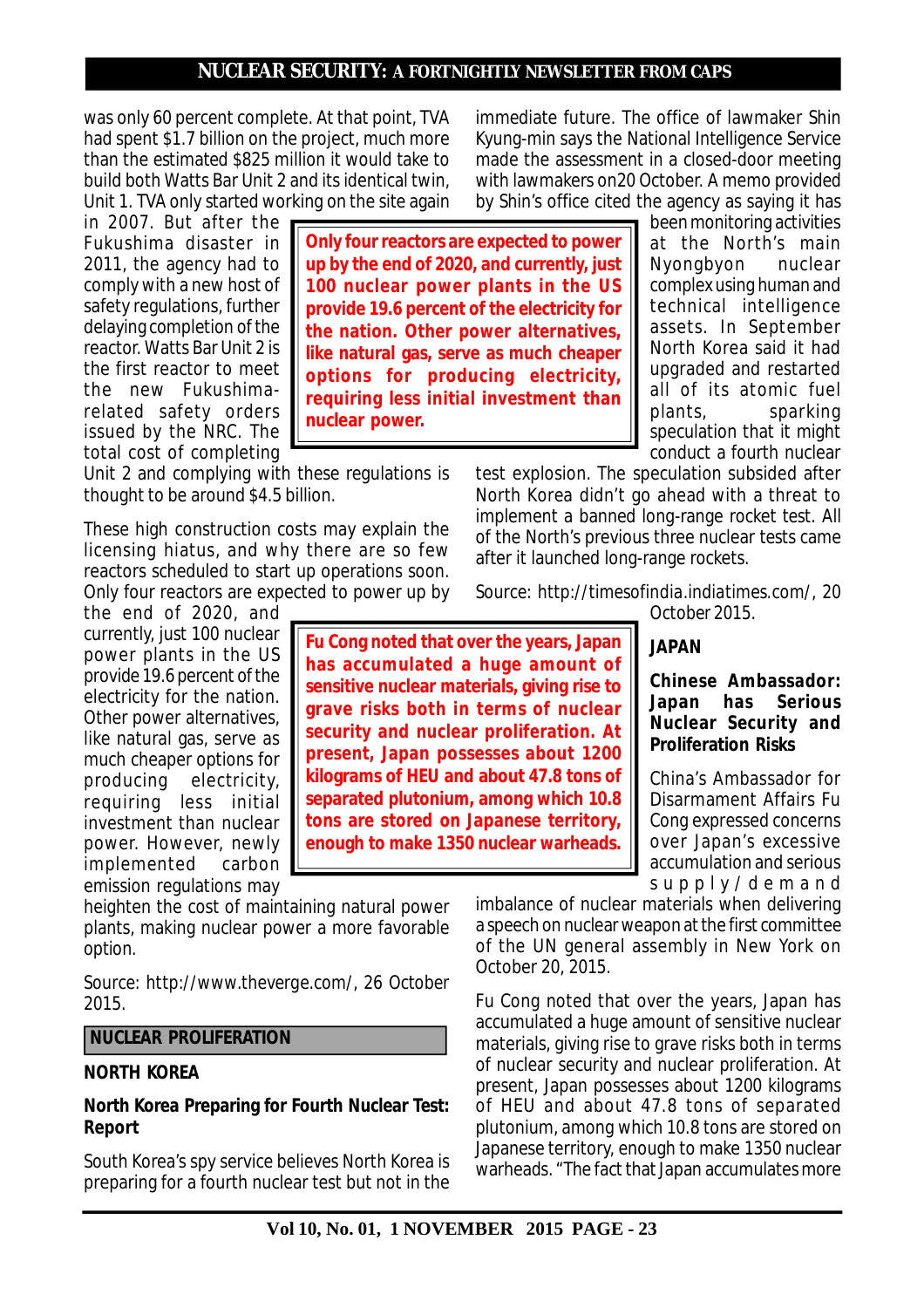was only 60 percent complete. At that point, TVA had spent $1.7 billion on the project, much more than the estimated $825 million it would take to build both Watts Bar Unit 2 and its identical twin, Unit 1. TVA only started working on the site again in 2007. But after the Fukushima disaster in 2011, the agency had to comply with a new host of safety regulations, further delaying completion of the reactor. Watts Bar Unit 2 is the first reactor to meet the new Fukushima-related safety orders issued by the NRC. The total cost of completing Unit 2 and complying with these regulations is thought to be around $4.5 billion.

> **Only four reactors are expected to power up by the end of 2020, and currently, just 100 nuclear power plants in the US provide 19.6 percent of the electricity for the nation. Other power alternatives, like natural gas, serve as much cheaper options for producing electricity, requiring less initial investment than nuclear power.**

These high construction costs may explain the licensing hiatus, and why there are so few reactors scheduled to start up operations soon. Only four reactors are expected to power up by the end of 2020, and currently, just 100 nuclear power plants in the US provide 19.6 percent of the electricity for the nation. Other power alternatives, like natural gas, serve as much cheaper options for producing electricity, requiring less initial investment than nuclear power. However, newly implemented carbon emission regulations may heighten the cost of maintaining natural power plants, making nuclear power a more favorable option.

Source: http://www.theverge.com/, 26 October 2015.

## NUCLEAR PROLIFERATION

### NORTH KOREA

### North Korea Preparing for Fourth Nuclear Test: Report

South Korea's spy service believes North Korea is preparing for a fourth nuclear test but not in the immediate future. The office of lawmaker Shin Kyung-min says the National Intelligence Service made the assessment in a closed-door meeting with lawmakers on20 October. A memo provided by Shin's office cited the agency as saying it has been monitoring activities at the North's main Nyongbyon nuclear complex using human and technical intelligence assets. In September North Korea said it had upgraded and restarted all of its atomic fuel plants, sparking speculation that it might conduct a fourth nuclear test explosion. The speculation subsided after North Korea didn't go ahead with a threat to implement a banned long-range rocket test. All of the North's previous three nuclear tests came after it launched long-range rockets.

Source: http://timesofindia.indiatimes.com/, 20 October 2015.

### JAPAN

### Chinese Ambassador: Japan has Serious Nuclear Security and Proliferation Risks

China's Ambassador for Disarmament Affairs Fu Cong expressed concerns over Japan's excessive accumulation and serious supply/demand imbalance of nuclear materials when delivering a speech on nuclear weapon at the first committee of the UN general assembly in New York on October 20, 2015.

> **Fu Cong noted that over the years, Japan has accumulated a huge amount of sensitive nuclear materials, giving rise to grave risks both in terms of nuclear security and nuclear proliferation. At present, Japan possesses about 1200 kilograms of HEU and about 47.8 tons of separated plutonium, among which 10.8 tons are stored on Japanese territory, enough to make 1350 nuclear warheads.**

Fu Cong noted that over the years, Japan has accumulated a huge amount of sensitive nuclear materials, giving rise to grave risks both in terms of nuclear security and nuclear proliferation. At present, Japan possesses about 1200 kilograms of HEU and about 47.8 tons of separated plutonium, among which 10.8 tons are stored on Japanese territory, enough to make 1350 nuclear warheads. "The fact that Japan accumulates more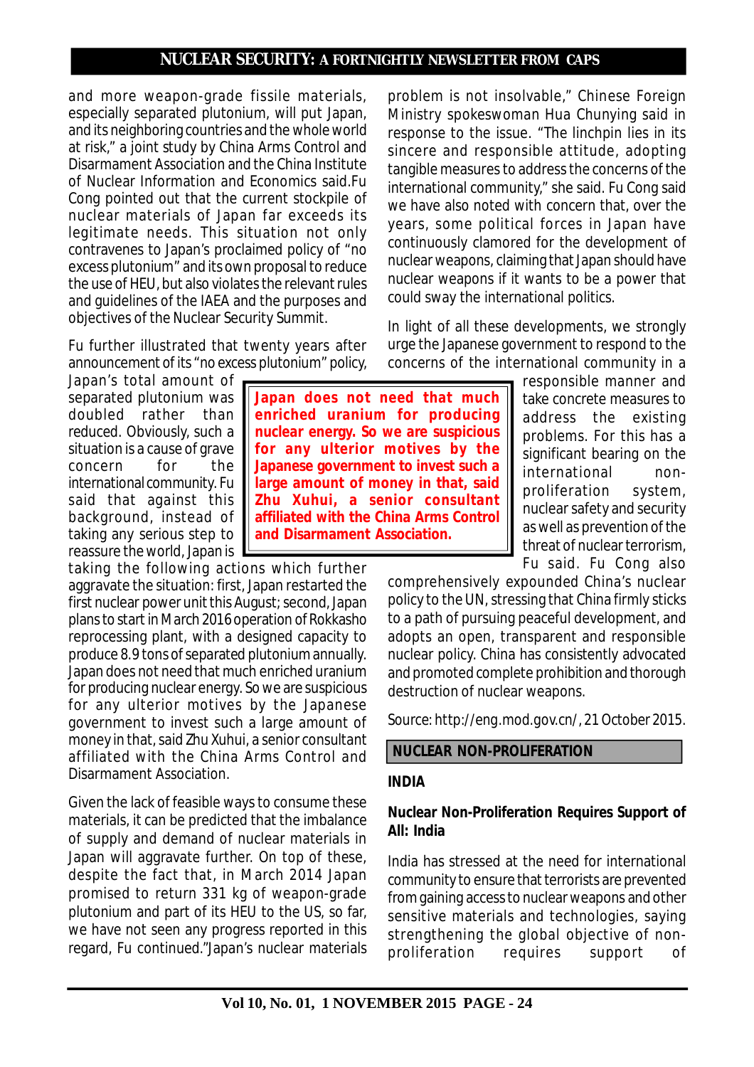and more weapon-grade fissile materials, especially separated plutonium, will put Japan, and its neighboring countries and the whole world at risk," a joint study by China Arms Control and Disarmament Association and the China Institute of Nuclear Information and Economics said.Fu Cong pointed out that the current stockpile of nuclear materials of Japan far exceeds its legitimate needs. This situation not only contravenes to Japan's proclaimed policy of "no excess plutonium" and its own proposal to reduce the use of HEU, but also violates the relevant rules and guidelines of the IAEA and the purposes and objectives of the Nuclear Security Summit.

Fu further illustrated that twenty years after announcement of its "no excess plutonium" policy, Japan's total amount of separated plutonium was doubled rather than reduced. Obviously, such a situation is a cause of grave concern for the international community. Fu said that against this background, instead of taking any serious step to reassure the world, Japan is taking the following actions which further aggravate the situation: first, Japan restarted the first nuclear power unit this August; second, Japan plans to start in March 2016 operation of Rokkasho reprocessing plant, with a designed capacity to produce 8.9 tons of separated plutonium annually. Japan does not need that much enriched uranium for producing nuclear energy. So we are suspicious for any ulterior motives by the Japanese government to invest such a large amount of money in that, said Zhu Xuhui, a senior consultant affiliated with the China Arms Control and Disarmament Association.

> **Japan does not need that much enriched uranium for producing nuclear energy. So we are suspicious for any ulterior motives by the Japanese government to invest such a large amount of money in that, said Zhu Xuhui, a senior consultant affiliated with the China Arms Control and Disarmament Association.**

Given the lack of feasible ways to consume these materials, it can be predicted that the imbalance of supply and demand of nuclear materials in Japan will aggravate further. On top of these, despite the fact that, in March 2014 Japan promised to return 331 kg of weapon-grade plutonium and part of its HEU to the US, so far, we have not seen any progress reported in this regard, Fu continued."Japan's nuclear materials problem is not insolvable," Chinese Foreign Ministry spokeswoman Hua Chunying said in response to the issue. "The linchpin lies in its sincere and responsible attitude, adopting tangible measures to address the concerns of the international community," she said. Fu Cong said we have also noted with concern that, over the years, some political forces in Japan have continuously clamored for the development of nuclear weapons, claiming that Japan should have nuclear weapons if it wants to be a power that could sway the international politics.

In light of all these developments, we strongly urge the Japanese government to respond to the concerns of the international community in a responsible manner and take concrete measures to address the existing problems. For this has a significant bearing on the international non-proliferation system, nuclear safety and security as well as prevention of the threat of nuclear terrorism, Fu said. Fu Cong also comprehensively expounded China's nuclear policy to the UN, stressing that China firmly sticks to a path of pursuing peaceful development, and adopts an open, transparent and responsible nuclear policy. China has consistently advocated and promoted complete prohibition and thorough destruction of nuclear weapons.

Source: http://eng.mod.gov.cn/, 21 October 2015.

## NUCLEAR NON-PROLIFERATION

### INDIA

### Nuclear Non-Proliferation Requires Support of All: India

India has stressed at the need for international community to ensure that terrorists are prevented from gaining access to nuclear weapons and other sensitive materials and technologies, saying strengthening the global objective of non-proliferation requires support of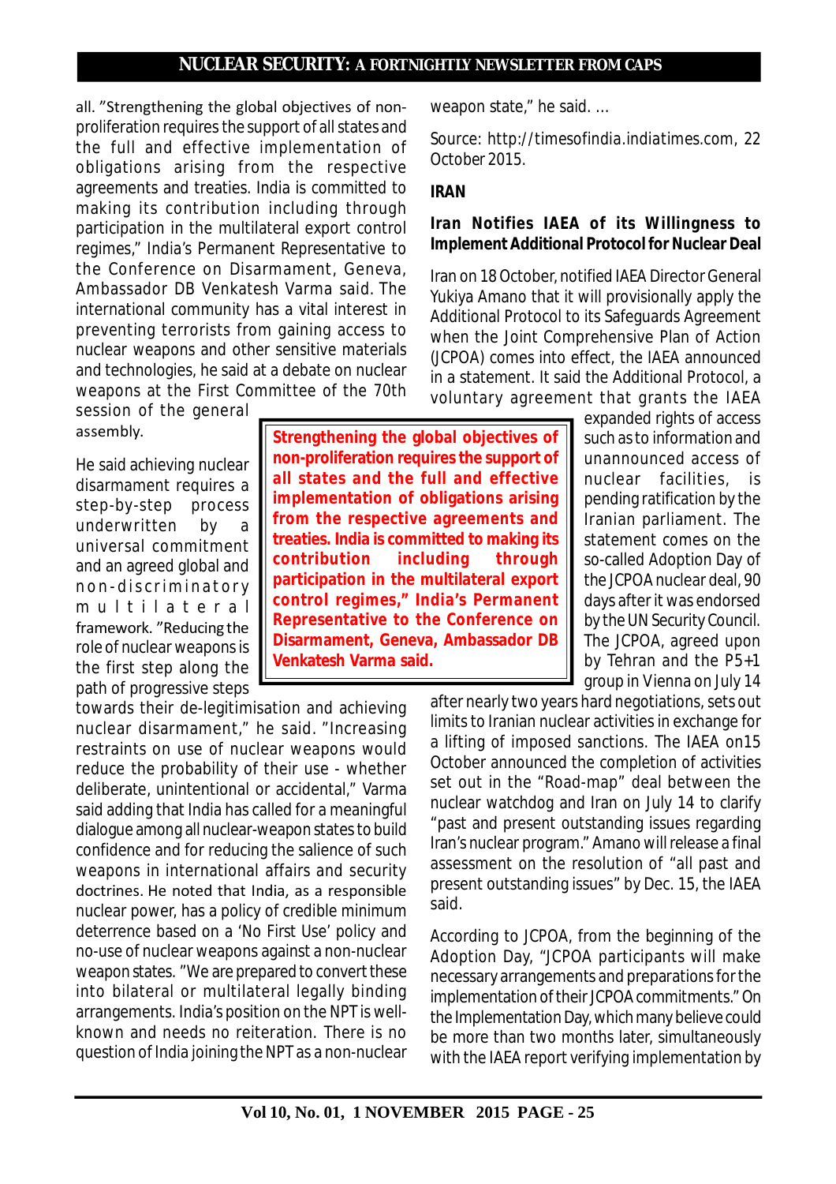all. "Strengthening the global objectives of non-proliferation requires the support of all states and the full and effective implementation of obligations arising from the respective agreements and treaties. India is committed to making its contribution including through participation in the multilateral export control regimes," India's Permanent Representative to the Conference on Disarmament, Geneva, Ambassador DB Venkatesh Varma said. The international community has a vital interest in preventing terrorists from gaining access to nuclear weapons and other sensitive materials and technologies, he said at a debate on nuclear weapons at the First Committee of the 70th session of the general assembly.

> **Strengthening the global objectives of non-proliferation requires the support of all states and the full and effective implementation of obligations arising from the respective agreements and treaties. India is committed to making its contribution including through participation in the multilateral export control regimes," India's Permanent Representative to the Conference on Disarmament, Geneva, Ambassador DB Venkatesh Varma said.**

He said achieving nuclear disarmament requires a step-by-step process underwritten by a universal commitment and an agreed global and non-discriminatory multilateral framework. "Reducing the role of nuclear weapons is the first step along the path of progressive steps towards their de-legitimisation and achieving nuclear disarmament," he said. "Increasing restraints on use of nuclear weapons would reduce the probability of their use - whether deliberate, unintentional or accidental," Varma said adding that India has called for a meaningful dialogue among all nuclear-weapon states to build confidence and for reducing the salience of such weapons in international affairs and security doctrines. He noted that India, as a responsible nuclear power, has a policy of credible minimum deterrence based on a 'No First Use' policy and no-use of nuclear weapons against a non-nuclear weapon states. "We are prepared to convert these into bilateral or multilateral legally binding arrangements. India's position on the NPT is well-known and needs no reiteration. There is no question of India joining the NPT as a non-nuclear weapon state," he said. ...

Source: http://timesofindia.indiatimes.com, 22 October 2015.

## IRAN

### Iran Notifies IAEA of its Willingness to Implement Additional Protocol for Nuclear Deal

Iran on 18 October, notified IAEA Director General Yukiya Amano that it will provisionally apply the Additional Protocol to its Safeguards Agreement when the Joint Comprehensive Plan of Action (JCPOA) comes into effect, the IAEA announced in a statement. It said the Additional Protocol, a voluntary agreement that grants the IAEA expanded rights of access such as to information and unannounced access of nuclear facilities, is pending ratification by the Iranian parliament. The statement comes on the so-called Adoption Day of the JCPOA nuclear deal, 90 days after it was endorsed by the UN Security Council. The JCPOA, agreed upon by Tehran and the P5+1 group in Vienna on July 14 after nearly two years hard negotiations, sets out limits to Iranian nuclear activities in exchange for a lifting of imposed sanctions. The IAEA on15 October announced the completion of activities set out in the "Road-map" deal between the nuclear watchdog and Iran on July 14 to clarify "past and present outstanding issues regarding Iran's nuclear program." Amano will release a final assessment on the resolution of "all past and present outstanding issues" by Dec. 15, the IAEA said.

According to JCPOA, from the beginning of the Adoption Day, "JCPOA participants will make necessary arrangements and preparations for the implementation of their JCPOA commitments." On the Implementation Day, which many believe could be more than two months later, simultaneously with the IAEA report verifying implementation by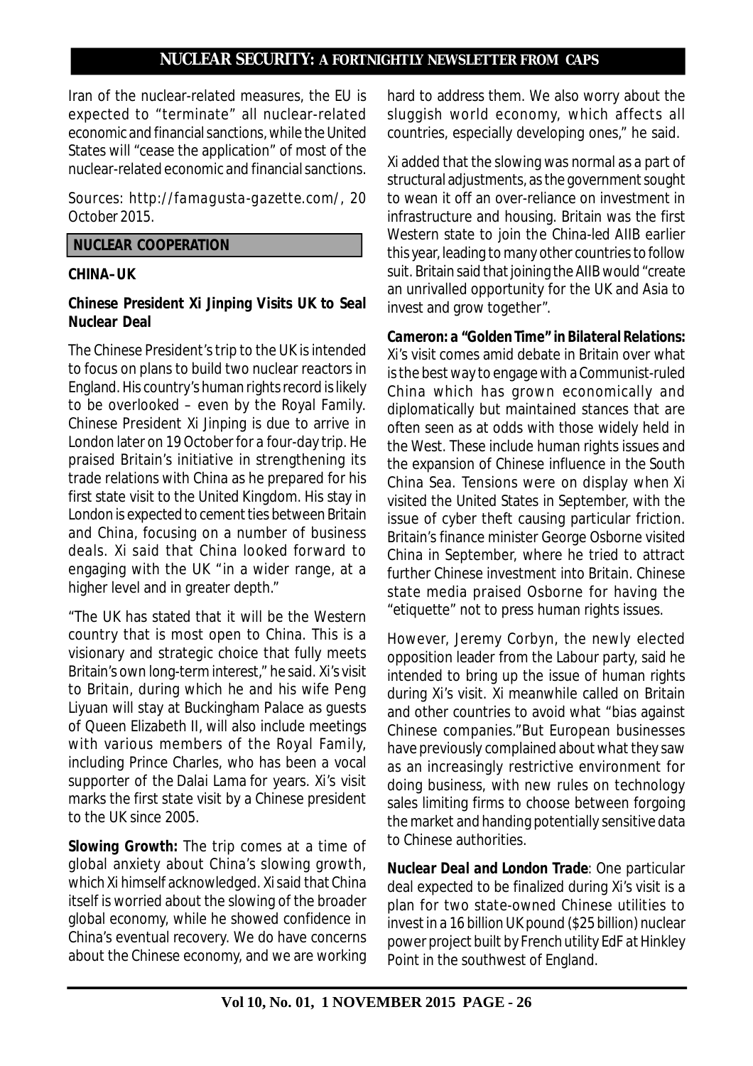Iran of the nuclear-related measures, the EU is expected to "terminate" all nuclear-related economic and financial sanctions, while the United States will "cease the application" of most of the nuclear-related economic and financial sanctions.

Sources: http://famagusta-gazette.com/, 20 October 2015.

## NUCLEAR COOPERATION

### CHINA–UK

### Chinese President Xi Jinping Visits UK to Seal Nuclear Deal

The Chinese President's trip to the UK is intended to focus on plans to build two nuclear reactors in England. His country's human rights record is likely to be overlooked – even by the Royal Family. Chinese President Xi Jinping is due to arrive in London later on 19 October for a four-day trip. He praised Britain's initiative in strengthening its trade relations with China as he prepared for his first state visit to the United Kingdom. His stay in London is expected to cement ties between Britain and China, focusing on a number of business deals. Xi said that China looked forward to engaging with the UK "in a wider range, at a higher level and in greater depth."

"The UK has stated that it will be the Western country that is most open to China. This is a visionary and strategic choice that fully meets Britain's own long-term interest," he said. Xi's visit to Britain, during which he and his wife Peng Liyuan will stay at Buckingham Palace as guests of Queen Elizabeth II, will also include meetings with various members of the Royal Family, including Prince Charles, who has been a vocal supporter of the Dalai Lama for years. Xi's visit marks the first state visit by a Chinese president to the UK since 2005.

**Slowing Growth:** The trip comes at a time of global anxiety about China's slowing growth, which Xi himself acknowledged. Xi said that China itself is worried about the slowing of the broader global economy, while he showed confidence in China's eventual recovery. We do have concerns about the Chinese economy, and we are working hard to address them. We also worry about the sluggish world economy, which affects all countries, especially developing ones," he said.

Xi added that the slowing was normal as a part of structural adjustments, as the government sought to wean it off an over-reliance on investment in infrastructure and housing. Britain was the first Western state to join the China-led AIIB earlier this year, leading to many other countries to follow suit. Britain said that joining the AIIB would "create an unrivalled opportunity for the UK and Asia to invest and grow together".

**Cameron: a "Golden Time" in Bilateral Relations:** Xi's visit comes amid debate in Britain over what is the best way to engage with a Communist-ruled China which has grown economically and diplomatically but maintained stances that are often seen as at odds with those widely held in the West. These include human rights issues and the expansion of Chinese influence in the South China Sea. Tensions were on display when Xi visited the United States in September, with the issue of cyber theft causing particular friction. Britain's finance minister George Osborne visited China in September, where he tried to attract further Chinese investment into Britain. Chinese state media praised Osborne for having the "etiquette" not to press human rights issues.

However, Jeremy Corbyn, the newly elected opposition leader from the Labour party, said he intended to bring up the issue of human rights during Xi's visit. Xi meanwhile called on Britain and other countries to avoid what "bias against Chinese companies."But European businesses have previously complained about what they saw as an increasingly restrictive environment for doing business, with new rules on technology sales limiting firms to choose between forgoing the market and handing potentially sensitive data to Chinese authorities.

**Nuclear Deal and London Trade**: One particular deal expected to be finalized during Xi's visit is a plan for two state-owned Chinese utilities to invest in a 16 billion UK pound ($25 billion) nuclear power project built by French utility EdF at Hinkley Point in the southwest of England.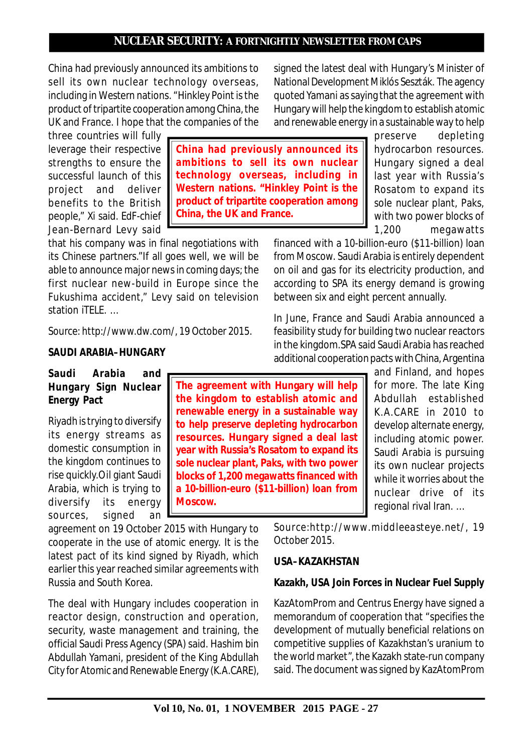China had previously announced its ambitions to sell its own nuclear technology overseas, including in Western nations. "Hinkley Point is the product of tripartite cooperation among China, the UK and France. I hope that the companies of the three countries will fully leverage their respective strengths to ensure the successful launch of this project and deliver benefits to the British people," Xi said. EdF-chief Jean-Bernard Levy said that his company was in final negotiations with its Chinese partners."If all goes well, we will be able to announce major news in coming days; the first nuclear new-build in Europe since the Fukushima accident," Levy said on television station iTELE. …

> **China had previously announced its ambitions to sell its own nuclear technology overseas, including in Western nations. "Hinkley Point is the product of tripartite cooperation among China, the UK and France.**

Source: http://www.dw.com/, 19 October 2015.

**SAUDI ARABIA–HUNGARY**

**Saudi Arabia and Hungary Sign Nuclear Energy Pact**

Riyadh is trying to diversify its energy streams as domestic consumption in the kingdom continues to rise quickly.Oil giant Saudi Arabia, which is trying to diversify its energy sources, signed an agreement on 19 October 2015 with Hungary to cooperate in the use of atomic energy. It is the latest pact of its kind signed by Riyadh, which earlier this year reached similar agreements with Russia and South Korea.

The deal with Hungary includes cooperation in reactor design, construction and operation, security, waste management and training, the official Saudi Press Agency (SPA) said. Hashim bin Abdullah Yamani, president of the King Abdullah City for Atomic and Renewable Energy (K.A.CARE), signed the latest deal with Hungary's Minister of National Development Miklós Seszták. The agency quoted Yamani as saying that the agreement with Hungary will help the kingdom to establish atomic and renewable energy in a sustainable way to help preserve depleting hydrocarbon resources. Hungary signed a deal last year with Russia's Rosatom to expand its sole nuclear plant, Paks, with two power blocks of 1,200 megawatts financed with a 10-billion-euro ($11-billion) loan from Moscow. Saudi Arabia is entirely dependent on oil and gas for its electricity production, and according to SPA its energy demand is growing between six and eight percent annually.

> **The agreement with Hungary will help the kingdom to establish atomic and renewable energy in a sustainable way to help preserve depleting hydrocarbon resources. Hungary signed a deal last year with Russia's Rosatom to expand its sole nuclear plant, Paks, with two power blocks of 1,200 megawatts financed with a 10-billion-euro ($11-billion) loan from Moscow.**

In June, France and Saudi Arabia announced a feasibility study for building two nuclear reactors in the kingdom.SPA said Saudi Arabia has reached additional cooperation pacts with China, Argentina and Finland, and hopes for more. The late King Abdullah established K.A.CARE in 2010 to develop alternate energy, including atomic power. Saudi Arabia is pursuing its own nuclear projects while it worries about the nuclear drive of its regional rival Iran. …

Source:http://www.middleeasteye.net/, 19 October 2015.

**USA–KAZAKHSTAN**

**Kazakh, USA Join Forces in Nuclear Fuel Supply**

KazAtomProm and Centrus Energy have signed a memorandum of cooperation that "specifies the development of mutually beneficial relations on competitive supplies of Kazakhstan's uranium to the world market", the Kazakh state-run company said. The document was signed by KazAtomProm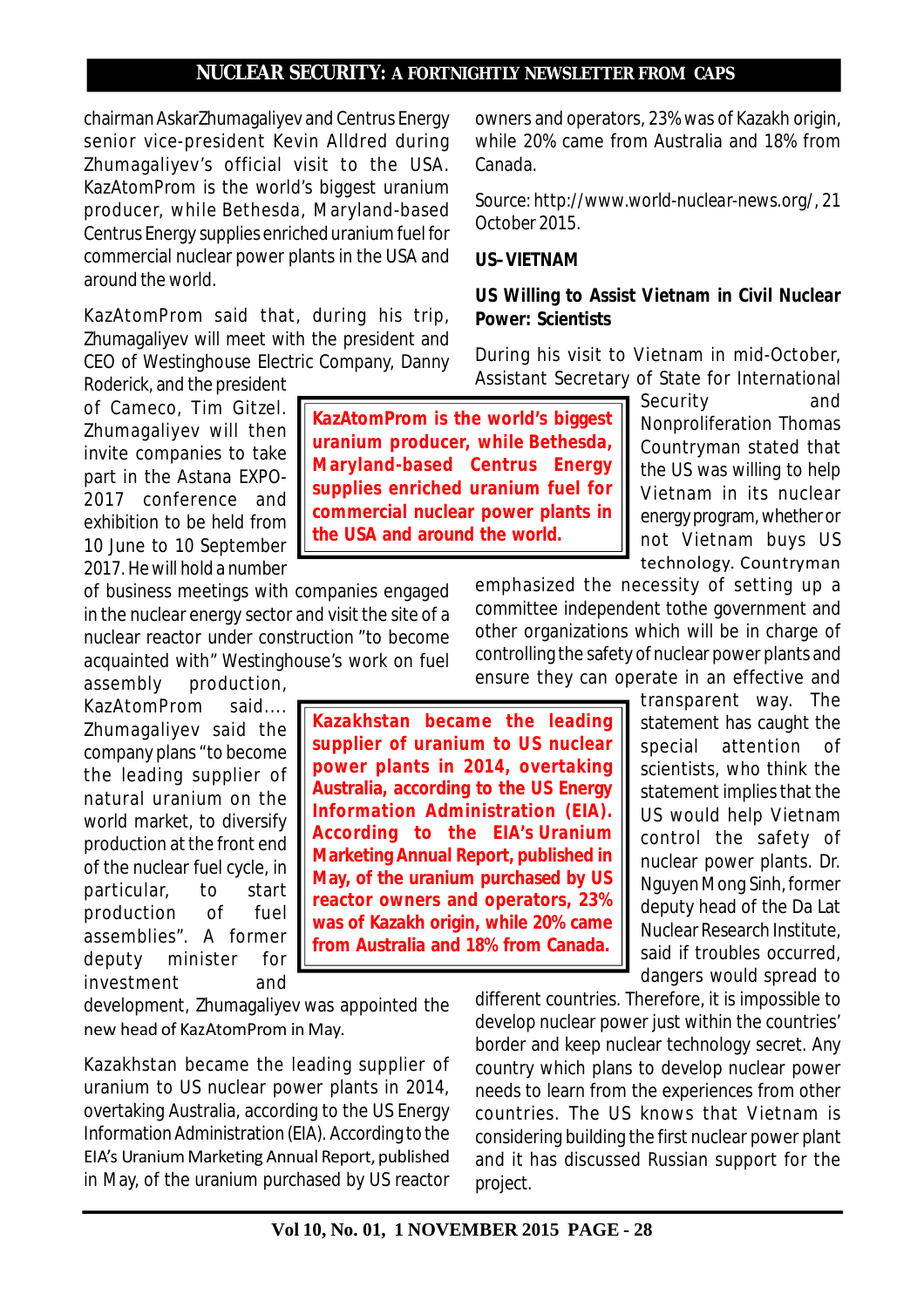chairman AskarZhumagaliyev and Centrus Energy senior vice-president Kevin Alldred during Zhumagaliyev's official visit to the USA. KazAtomProm is the world's biggest uranium producer, while Bethesda, Maryland-based Centrus Energy supplies enriched uranium fuel for commercial nuclear power plants in the USA and around the world.

KazAtomProm said that, during his trip, Zhumagaliyev will meet with the president and CEO of Westinghouse Electric Company, Danny Roderick, and the president of Cameco, Tim Gitzel. Zhumagaliyev will then invite companies to take part in the Astana EXPO-2017 conference and exhibition to be held from 10 June to 10 September 2017. He will hold a number of business meetings with companies engaged in the nuclear energy sector and visit the site of a nuclear reactor under construction "to become acquainted with" Westinghouse's work on fuel assembly production, KazAtomProm said.... Zhumagaliyev said the company plans "to become the leading supplier of natural uranium on the world market, to diversify production at the front end of the nuclear fuel cycle, in particular, to start production of fuel assemblies". A former deputy minister for investment and development, Zhumagaliyev was appointed the new head of KazAtomProm in May.

> **KazAtomProm is the world's biggest uranium producer, while Bethesda, Maryland-based Centrus Energy supplies enriched uranium fuel for commercial nuclear power plants in the USA and around the world.**

Kazakhstan became the leading supplier of uranium to US nuclear power plants in 2014, overtaking Australia, according to the US Energy Information Administration (EIA). According to the EIA's Uranium Marketing Annual Report, published in May, of the uranium purchased by US reactor owners and operators, 23% was of Kazakh origin, while 20% came from Australia and 18% from Canada.

> **Kazakhstan became the leading supplier of uranium to US nuclear power plants in 2014, overtaking Australia, according to the US Energy Information Administration (EIA). According to the EIA's Uranium Marketing Annual Report, published in May, of the uranium purchased by US reactor owners and operators, 23% was of Kazakh origin, while 20% came from Australia and 18% from Canada.**

Source: http://www.world-nuclear-news.org/, 21 October 2015.

**US–VIETNAM**

**US Willing to Assist Vietnam in Civil Nuclear Power: Scientists**

During his visit to Vietnam in mid-October, Assistant Secretary of State for International Security and Nonproliferation Thomas Countryman stated that the US was willing to help Vietnam in its nuclear energy program, whether or not Vietnam buys US technology. Countryman emphasized the necessity of setting up a committee independent tothe government and other organizations which will be in charge of controlling the safety of nuclear power plants and ensure they can operate in an effective and transparent way. The statement has caught the special attention of scientists, who think the statement implies that the US would help Vietnam control the safety of nuclear power plants. Dr. Nguyen Mong Sinh, former deputy head of the Da Lat Nuclear Research Institute, said if troubles occurred, dangers would spread to different countries. Therefore, it is impossible to develop nuclear power just within the countries' border and keep nuclear technology secret. Any country which plans to develop nuclear power needs to learn from the experiences from other countries. The US knows that Vietnam is considering building the first nuclear power plant and it has discussed Russian support for the project.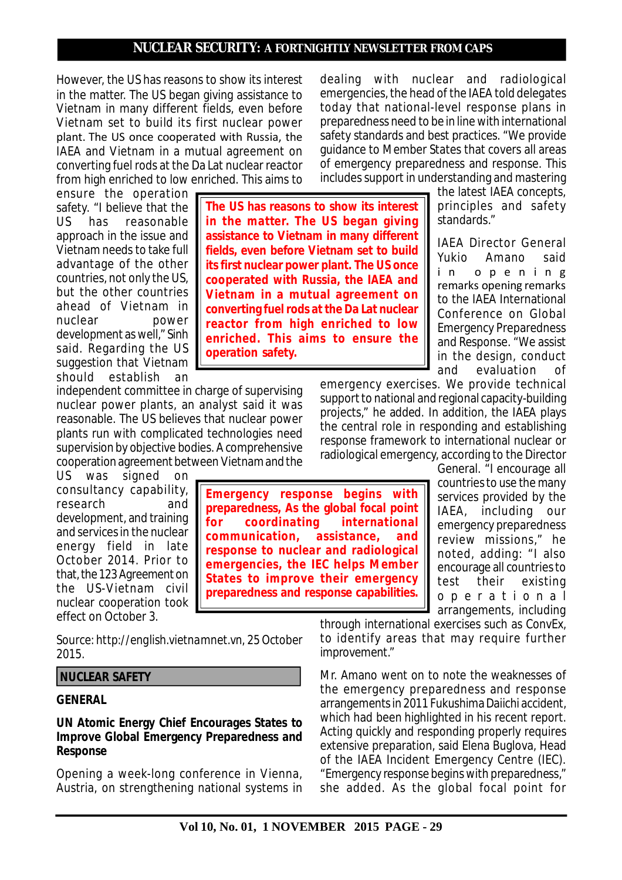However, the US has reasons to show its interest in the matter. The US began giving assistance to Vietnam in many different fields, even before Vietnam set to build its first nuclear power plant. The US once cooperated with Russia, the IAEA and Vietnam in a mutual agreement on converting fuel rods at the Da Lat nuclear reactor from high enriched to low enriched. This aims to ensure the operation safety. "I believe that the US has reasonable approach in the issue and Vietnam needs to take full advantage of the other countries, not only the US, but the other countries ahead of Vietnam in nuclear power development as well," Sinh said. Regarding the US suggestion that Vietnam should establish an independent committee in charge of supervising nuclear power plants, an analyst said it was reasonable. The US believes that nuclear power plants run with complicated technologies need supervision by objective bodies. A comprehensive cooperation agreement between Vietnam and the US was signed on consultancy capability, research and development, and training and services in the nuclear energy field in late October 2014. Prior to that, the 123 Agreement on the US-Vietnam civil nuclear cooperation took effect on October 3.

> **The US has reasons to show its interest in the matter. The US began giving assistance to Vietnam in many different fields, even before Vietnam set to build its first nuclear power plant. The US once cooperated with Russia, the IAEA and Vietnam in a mutual agreement on converting fuel rods at the Da Lat nuclear reactor from high enriched to low enriched. This aims to ensure the operation safety.**

Source: http://english.vietnamnet.vn, 25 October 2015.

## NUCLEAR SAFETY

### GENERAL

### UN Atomic Energy Chief Encourages States to Improve Global Emergency Preparedness and Response

Opening a week-long conference in Vienna, Austria, on strengthening national systems in dealing with nuclear and radiological emergencies, the head of the IAEA told delegates today that national-level response plans in preparedness need to be in line with international safety standards and best practices. "We provide guidance to Member States that covers all areas of emergency preparedness and response. This includes support in understanding and mastering the latest IAEA concepts, principles and safety standards."

IAEA Director General Yukio Amano said in opening remarks opening remarks to the IAEA International Conference on Global Emergency Preparedness and Response. "We assist in the design, conduct and evaluation of emergency exercises. We provide technical support to national and regional capacity-building projects," he added. In addition, the IAEA plays the central role in responding and establishing response framework to international nuclear or radiological emergency, according to the Director General. "I encourage all countries to use the many services provided by the IAEA, including our emergency preparedness review missions," he noted, adding: "I also encourage all countries to test their existing operational arrangements, including through international exercises such as ConvEx, to identify areas that may require further improvement."

> **Emergency response begins with preparedness, As the global focal point for coordinating international communication, assistance, and response to nuclear and radiological emergencies, the IEC helps Member States to improve their emergency preparedness and response capabilities.**

Mr. Amano went on to note the weaknesses of the emergency preparedness and response arrangements in 2011 Fukushima Daiichi accident, which had been highlighted in his recent report. Acting quickly and responding properly requires extensive preparation, said Elena Buglova, Head of the IAEA Incident Emergency Centre (IEC). "Emergency response begins with preparedness," she added. As the global focal point for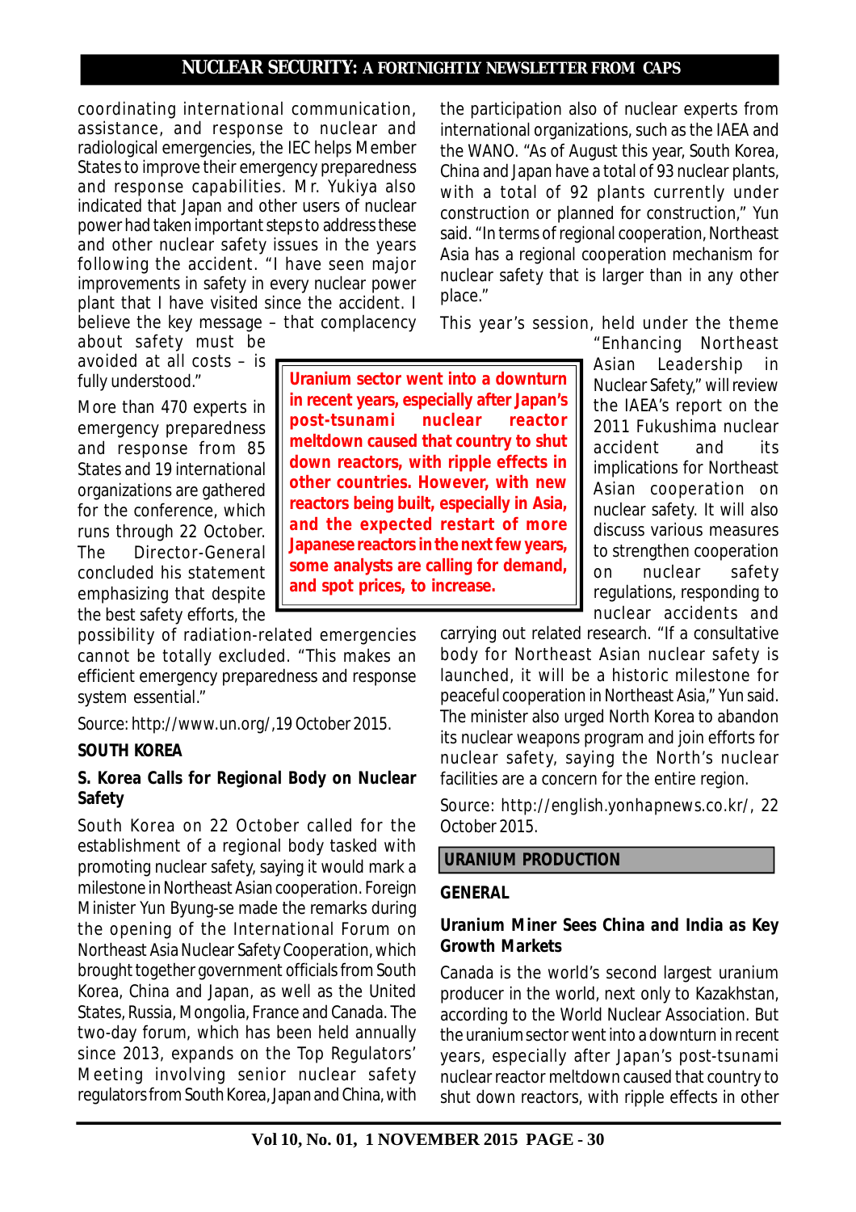coordinating international communication, assistance, and response to nuclear and radiological emergencies, the IEC helps Member States to improve their emergency preparedness and response capabilities. Mr. Yukiya also indicated that Japan and other users of nuclear power had taken important steps to address these and other nuclear safety issues in the years following the accident. "I have seen major improvements in safety in every nuclear power plant that I have visited since the accident. I believe the key message – that complacency about safety must be avoided at all costs – is fully understood."

More than 470 experts in emergency preparedness and response from 85 States and 19 international organizations are gathered for the conference, which runs through 22 October. The Director-General concluded his statement emphasizing that despite the best safety efforts, the possibility of radiation-related emergencies cannot be totally excluded. "This makes an efficient emergency preparedness and response system essential."

Source: http://www.un.org/,19 October 2015.

**SOUTH KOREA**

**S. Korea Calls for Regional Body on Nuclear Safety**

South Korea on 22 October called for the establishment of a regional body tasked with promoting nuclear safety, saying it would mark a milestone in Northeast Asian cooperation. Foreign Minister Yun Byung-se made the remarks during the opening of the International Forum on Northeast Asia Nuclear Safety Cooperation, which brought together government officials from South Korea, China and Japan, as well as the United States, Russia, Mongolia, France and Canada. The two-day forum, which has been held annually since 2013, expands on the Top Regulators' Meeting involving senior nuclear safety regulators from South Korea, Japan and China, with the participation also of nuclear experts from international organizations, such as the IAEA and the WANO. "As of August this year, South Korea, China and Japan have a total of 93 nuclear plants, with a total of 92 plants currently under construction or planned for construction," Yun said. "In terms of regional cooperation, Northeast Asia has a regional cooperation mechanism for nuclear safety that is larger than in any other place."

This year's session, held under the theme "Enhancing Northeast Asian Leadership in Nuclear Safety," will review the IAEA's report on the 2011 Fukushima nuclear accident and its implications for Northeast Asian cooperation on nuclear safety. It will also discuss various measures to strengthen cooperation on nuclear safety regulations, responding to nuclear accidents and carrying out related research. "If a consultative body for Northeast Asian nuclear safety is launched, it will be a historic milestone for peaceful cooperation in Northeast Asia," Yun said. The minister also urged North Korea to abandon its nuclear weapons program and join efforts for nuclear safety, saying the North's nuclear facilities are a concern for the entire region.

Source: http://english.yonhapnews.co.kr/, 22 October 2015.

> **Uranium sector went into a downturn in recent years, especially after Japan's post-tsunami nuclear reactor meltdown caused that country to shut down reactors, with ripple effects in other countries. However, with new reactors being built, especially in Asia, and the expected restart of more Japanese reactors in the next few years, some analysts are calling for demand, and spot prices, to increase.**

## URANIUM PRODUCTION

**GENERAL**

**Uranium Miner Sees China and India as Key Growth Markets**

Canada is the world's second largest uranium producer in the world, next only to Kazakhstan, according to the World Nuclear Association. But the uranium sector went into a downturn in recent years, especially after Japan's post-tsunami nuclear reactor meltdown caused that country to shut down reactors, with ripple effects in other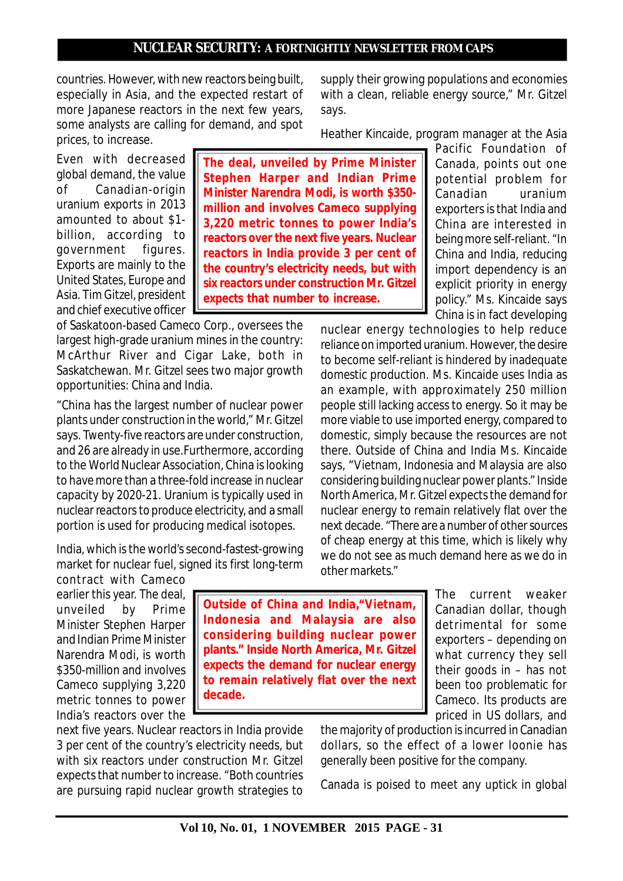countries. However, with new reactors being built, especially in Asia, and the expected restart of more Japanese reactors in the next few years, some analysts are calling for demand, and spot prices, to increase.

Even with decreased global demand, the value of Canadian-origin uranium exports in 2013 amounted to about $1-billion, according to government figures. Exports are mainly to the United States, Europe and Asia. Tim Gitzel, president and chief executive officer of Saskatoon-based Cameco Corp., oversees the largest high-grade uranium mines in the country: McArthur River and Cigar Lake, both in Saskatchewan. Mr. Gitzel sees two major growth opportunities: China and India.

**The deal, unveiled by Prime Minister Stephen Harper and Indian Prime Minister Narendra Modi, is worth $350-million and involves Cameco supplying 3,220 metric tonnes to power India's reactors over the next five years. Nuclear reactors in India provide 3 per cent of the country's electricity needs, but with six reactors under construction Mr. Gitzel expects that number to increase.**

"China has the largest number of nuclear power plants under construction in the world," Mr. Gitzel says. Twenty-five reactors are under construction, and 26 are already in use.Furthermore, according to the World Nuclear Association, China is looking to have more than a three-fold increase in nuclear capacity by 2020-21. Uranium is typically used in nuclear reactors to produce electricity, and a small portion is used for producing medical isotopes.

India, which is the world's second-fastest-growing market for nuclear fuel, signed its first long-term contract with Cameco earlier this year. The deal, unveiled by Prime Minister Stephen Harper and Indian Prime Minister Narendra Modi, is worth $350-million and involves Cameco supplying 3,220 metric tonnes to power India's reactors over the next five years. Nuclear reactors in India provide 3 per cent of the country's electricity needs, but with six reactors under construction Mr. Gitzel expects that number to increase. "Both countries are pursuing rapid nuclear growth strategies to supply their growing populations and economies with a clean, reliable energy source," Mr. Gitzel says.

Heather Kincaide, program manager at the Asia Pacific Foundation of Canada, points out one potential problem for Canadian uranium exporters is that India and China are interested in being more self-reliant. "In China and India, reducing import dependency is an explicit priority in energy policy." Ms. Kincaide says China is in fact developing nuclear energy technologies to help reduce reliance on imported uranium. However, the desire to become self-reliant is hindered by inadequate domestic production. Ms. Kincaide uses India as an example, with approximately 250 million people still lacking access to energy. So it may be more viable to use imported energy, compared to domestic, simply because the resources are not there. Outside of China and India Ms. Kincaide says, "Vietnam, Indonesia and Malaysia are also considering building nuclear power plants." Inside North America, Mr. Gitzel expects the demand for nuclear energy to remain relatively flat over the next decade. "There are a number of other sources of cheap energy at this time, which is likely why we do not see as much demand here as we do in other markets."

**Outside of China and India,"Vietnam, Indonesia and Malaysia are also considering building nuclear power plants." Inside North America, Mr. Gitzel expects the demand for nuclear energy to remain relatively flat over the next decade.**

The current weaker Canadian dollar, though detrimental for some exporters – depending on what currency they sell their goods in – has not been too problematic for Cameco. Its products are priced in US dollars, and the majority of production is incurred in Canadian dollars, so the effect of a lower loonie has generally been positive for the company.

Canada is poised to meet any uptick in global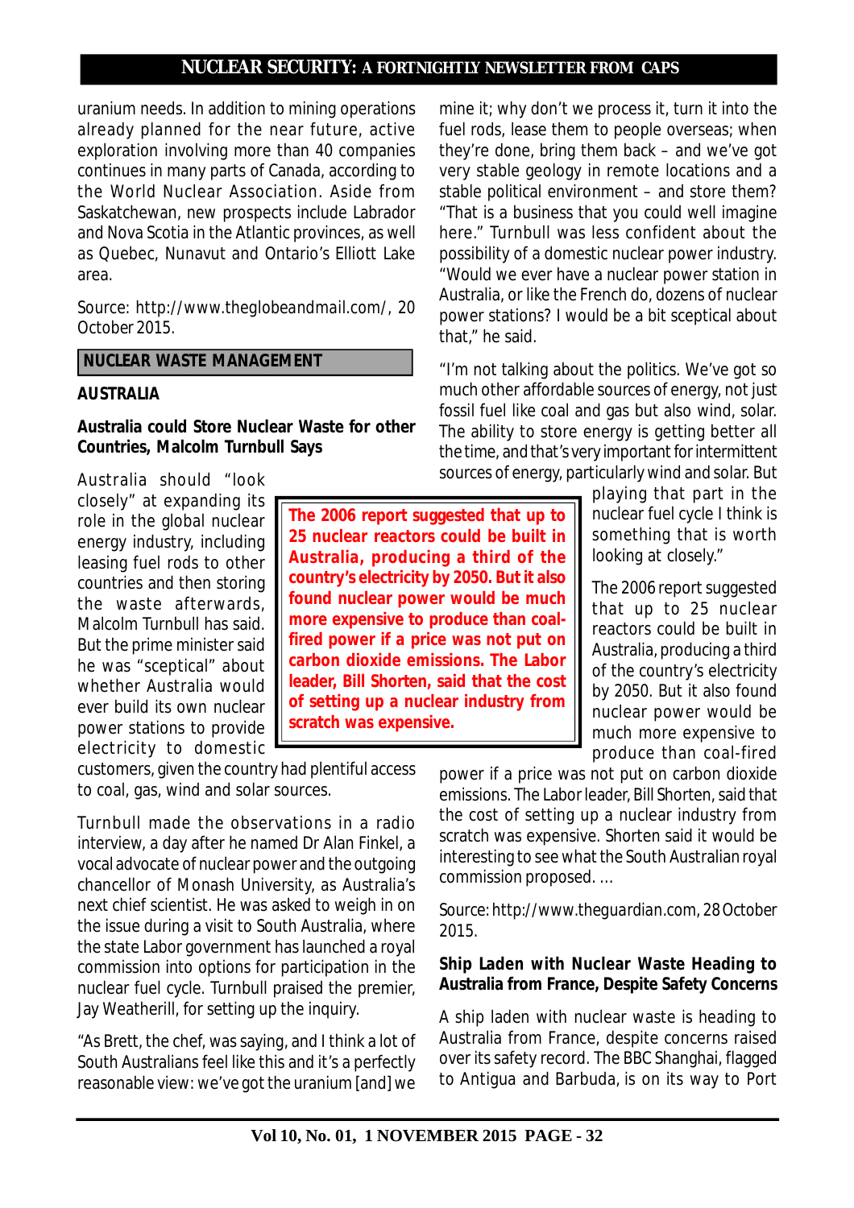uranium needs. In addition to mining operations already planned for the near future, active exploration involving more than 40 companies continues in many parts of Canada, according to the World Nuclear Association. Aside from Saskatchewan, new prospects include Labrador and Nova Scotia in the Atlantic provinces, as well as Quebec, Nunavut and Ontario's Elliott Lake area.

Source: http://www.theglobeandmail.com/, 20 October 2015.

## NUCLEAR WASTE MANAGEMENT

### AUSTRALIA

### Australia could Store Nuclear Waste for other Countries, Malcolm Turnbull Says

Australia should "look closely" at expanding its role in the global nuclear energy industry, including leasing fuel rods to other countries and then storing the waste afterwards, Malcolm Turnbull has said. But the prime minister said he was "sceptical" about whether Australia would ever build its own nuclear power stations to provide electricity to domestic customers, given the country had plentiful access to coal, gas, wind and solar sources.

Turnbull made the observations in a radio interview, a day after he named Dr Alan Finkel, a vocal advocate of nuclear power and the outgoing chancellor of Monash University, as Australia's next chief scientist. He was asked to weigh in on the issue during a visit to South Australia, where the state Labor government has launched a royal commission into options for participation in the nuclear fuel cycle. Turnbull praised the premier, Jay Weatherill, for setting up the inquiry.

"As Brett, the chef, was saying, and I think a lot of South Australians feel like this and it's a perfectly reasonable view: we've got the uranium [and] we mine it; why don't we process it, turn it into the fuel rods, lease them to people overseas; when they're done, bring them back – and we've got very stable geology in remote locations and a stable political environment – and store them? "That is a business that you could well imagine here." Turnbull was less confident about the possibility of a domestic nuclear power industry. "Would we ever have a nuclear power station in Australia, or like the French do, dozens of nuclear power stations? I would be a bit sceptical about that," he said.

"I'm not talking about the politics. We've got so much other affordable sources of energy, not just fossil fuel like coal and gas but also wind, solar. The ability to store energy is getting better all the time, and that's very important for intermittent sources of energy, particularly wind and solar. But playing that part in the nuclear fuel cycle I think is something that is worth looking at closely."

**The 2006 report suggested that up to 25 nuclear reactors could be built in Australia, producing a third of the country's electricity by 2050. But it also found nuclear power would be much more expensive to produce than coal-fired power if a price was not put on carbon dioxide emissions. The Labor leader, Bill Shorten, said that the cost of setting up a nuclear industry from scratch was expensive.**

The 2006 report suggested that up to 25 nuclear reactors could be built in Australia, producing a third of the country's electricity by 2050. But it also found nuclear power would be much more expensive to produce than coal-fired power if a price was not put on carbon dioxide emissions. The Labor leader, Bill Shorten, said that the cost of setting up a nuclear industry from scratch was expensive. Shorten said it would be interesting to see what the South Australian royal commission proposed. …

Source: http://www.theguardian.com, 28 October 2015.

### Ship Laden with Nuclear Waste Heading to Australia from France, Despite Safety Concerns

A ship laden with nuclear waste is heading to Australia from France, despite concerns raised over its safety record. The BBC Shanghai, flagged to Antigua and Barbuda, is on its way to Port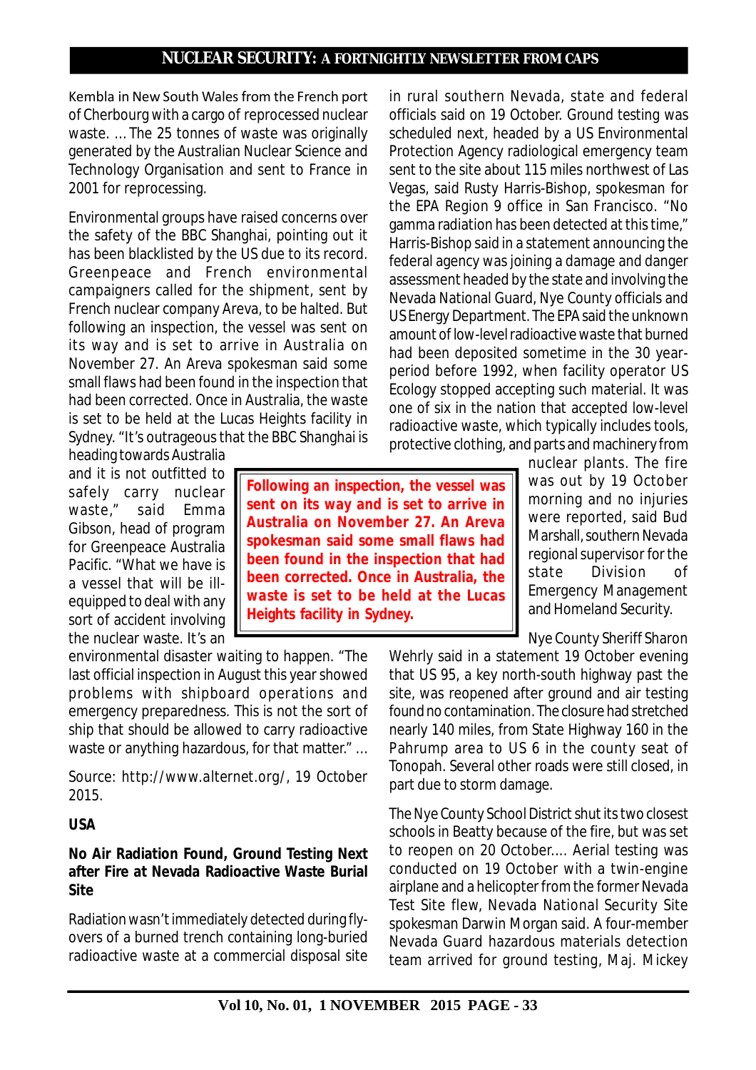Kembla in New South Wales from the French port of Cherbourg with a cargo of reprocessed nuclear waste. ... The 25 tonnes of waste was originally generated by the Australian Nuclear Science and Technology Organisation and sent to France in 2001 for reprocessing.

Environmental groups have raised concerns over the safety of the BBC Shanghai, pointing out it has been blacklisted by the US due to its record. Greenpeace and French environmental campaigners called for the shipment, sent by French nuclear company Areva, to be halted. But following an inspection, the vessel was sent on its way and is set to arrive in Australia on November 27. An Areva spokesman said some small flaws had been found in the inspection that had been corrected. Once in Australia, the waste is set to be held at the Lucas Heights facility in Sydney. "It's outrageous that the BBC Shanghai is heading towards Australia and it is not outfitted to safely carry nuclear waste," said Emma Gibson, head of program for Greenpeace Australia Pacific. "What we have is a vessel that will be ill-equipped to deal with any sort of accident involving the nuclear waste. It's an environmental disaster waiting to happen. "The last official inspection in August this year showed problems with shipboard operations and emergency preparedness. This is not the sort of ship that should be allowed to carry radioactive waste or anything hazardous, for that matter." ...

**Following an inspection, the vessel was sent on its way and is set to arrive in Australia on November 27. An Areva spokesman said some small flaws had been found in the inspection that had been corrected. Once in Australia, the waste is set to be held at the Lucas Heights facility in Sydney.**

Source: http://www.alternet.org/, 19 October 2015.

**USA**

**No Air Radiation Found, Ground Testing Next after Fire at Nevada Radioactive Waste Burial Site**

Radiation wasn't immediately detected during fly-overs of a burned trench containing long-buried radioactive waste at a commercial disposal site in rural southern Nevada, state and federal officials said on 19 October. Ground testing was scheduled next, headed by a US Environmental Protection Agency radiological emergency team sent to the site about 115 miles northwest of Las Vegas, said Rusty Harris-Bishop, spokesman for the EPA Region 9 office in San Francisco. "No gamma radiation has been detected at this time," Harris-Bishop said in a statement announcing the federal agency was joining a damage and danger assessment headed by the state and involving the Nevada National Guard, Nye County officials and US Energy Department. The EPA said the unknown amount of low-level radioactive waste that burned had been deposited sometime in the 30 year-period before 1992, when facility operator US Ecology stopped accepting such material. It was one of six in the nation that accepted low-level radioactive waste, which typically includes tools, protective clothing, and parts and machinery from nuclear plants. The fire was out by 19 October morning and no injuries were reported, said Bud Marshall, southern Nevada regional supervisor for the state Division of Emergency Management and Homeland Security.

Nye County Sheriff Sharon Wehrly said in a statement 19 October evening that US 95, a key north-south highway past the site, was reopened after ground and air testing found no contamination. The closure had stretched nearly 140 miles, from State Highway 160 in the Pahrump area to US 6 in the county seat of Tonopah. Several other roads were still closed, in part due to storm damage.

The Nye County School District shut its two closest schools in Beatty because of the fire, but was set to reopen on 20 October.... Aerial testing was conducted on 19 October with a twin-engine airplane and a helicopter from the former Nevada Test Site flew, Nevada National Security Site spokesman Darwin Morgan said. A four-member Nevada Guard hazardous materials detection team arrived for ground testing, Maj. Mickey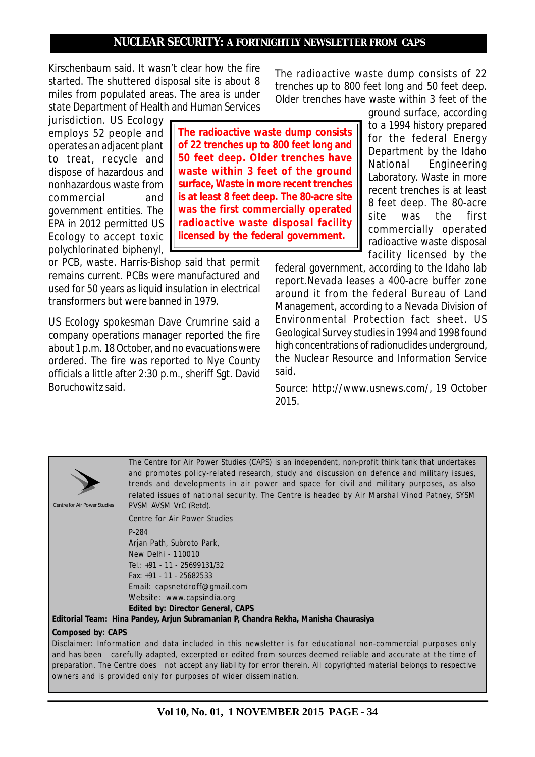Kirschenbaum said. It wasn't clear how the fire started. The shuttered disposal site is about 8 miles from populated areas. The area is under state Department of Health and Human Services jurisdiction. US Ecology employs 52 people and operates an adjacent plant to treat, recycle and dispose of hazardous and nonhazardous waste from commercial and government entities. The EPA in 2012 permitted US Ecology to accept toxic polychlorinated biphenyl, or PCB, waste. Harris-Bishop said that permit remains current. PCBs were manufactured and used for 50 years as liquid insulation in electrical transformers but were banned in 1979.

**The radioactive waste dump consists of 22 trenches up to 800 feet long and 50 feet deep. Older trenches have waste within 3 feet of the ground surface, Waste in more recent trenches is at least 8 feet deep. The 80-acre site was the first commercially operated radioactive waste disposal facility licensed by the federal government.**

US Ecology spokesman Dave Crumrine said a company operations manager reported the fire about 1 p.m. 18 October, and no evacuations were ordered. The fire was reported to Nye County officials a little after 2:30 p.m., sheriff Sgt. David Boruchowitz said.

The radioactive waste dump consists of 22 trenches up to 800 feet long and 50 feet deep. Older trenches have waste within 3 feet of the ground surface, according to a 1994 history prepared for the federal Energy Department by the Idaho National Engineering Laboratory. Waste in more recent trenches is at least 8 feet deep. The 80-acre site was the first commercially operated radioactive waste disposal facility licensed by the federal government, according to the Idaho lab report.Nevada leases a 400-acre buffer zone around it from the federal Bureau of Land Management, according to a Nevada Division of Environmental Protection fact sheet. US Geological Survey studies in 1994 and 1998 found high concentrations of radionuclides underground, the Nuclear Resource and Information Service said.

Source: http://www.usnews.com/, 19 October 2015.

Centre for Air Power Studies

The Centre for Air Power Studies (CAPS) is an independent, non-profit think tank that undertakes and promotes policy-related research, study and discussion on defence and military issues, trends and developments in air power and space for civil and military purposes, as also related issues of national security. The Centre is headed by Air Marshal Vinod Patney, SYSM PVSM AVSM VrC (Retd).

Centre for Air Power Studies

P-284
Arjan Path, Subroto Park,
New Delhi - 110010
Tel.: +91 - 11 - 25699131/32
Fax: +91 - 11 - 25682533
Email: capsnetdroff@gmail.com
Website: www.capsindia.org

**Edited by: Director General, CAPS**

**Editorial Team: Hina Pandey, Arjun Subramanian P, Chandra Rekha, Manisha Chaurasiya**

**Composed by: CAPS**

Disclaimer: Information and data included in this newsletter is for educational non-commercial purposes only and has been carefully adapted, excerpted or edited from sources deemed reliable and accurate at the time of preparation. The Centre does not accept any liability for error therein. All copyrighted material belongs to respective owners and is provided only for purposes of wider dissemination.